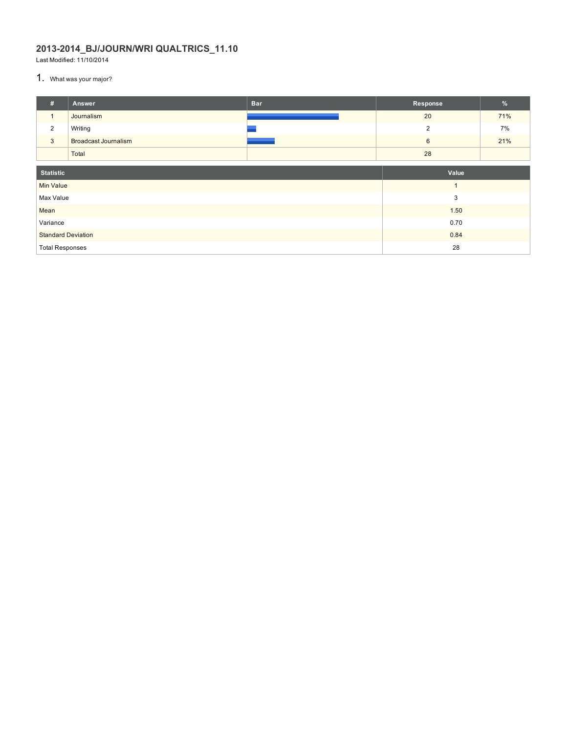# 2013-2014_BJ/JOURN/WRI QUALTRICS_11.10

Last Modified: 11/10/2014

## 1. What was your major?

| # | Answer | Bar | Response | % |
|---|---|---|---|---|
| 1 | Journalism | | 20 | 71% |
| 2 | Writing | | 2 | 7% |
| 3 | Broadcast Journalism | | 6 | 21% |
| | Total | | 28 | |

| Statistic | Value |
|---|---|
| Min Value | 1 |
| Max Value | 3 |
| Mean | 1.50 |
| Variance | 0.70 |
| Standard Deviation | 0.84 |
| Total Responses | 28 |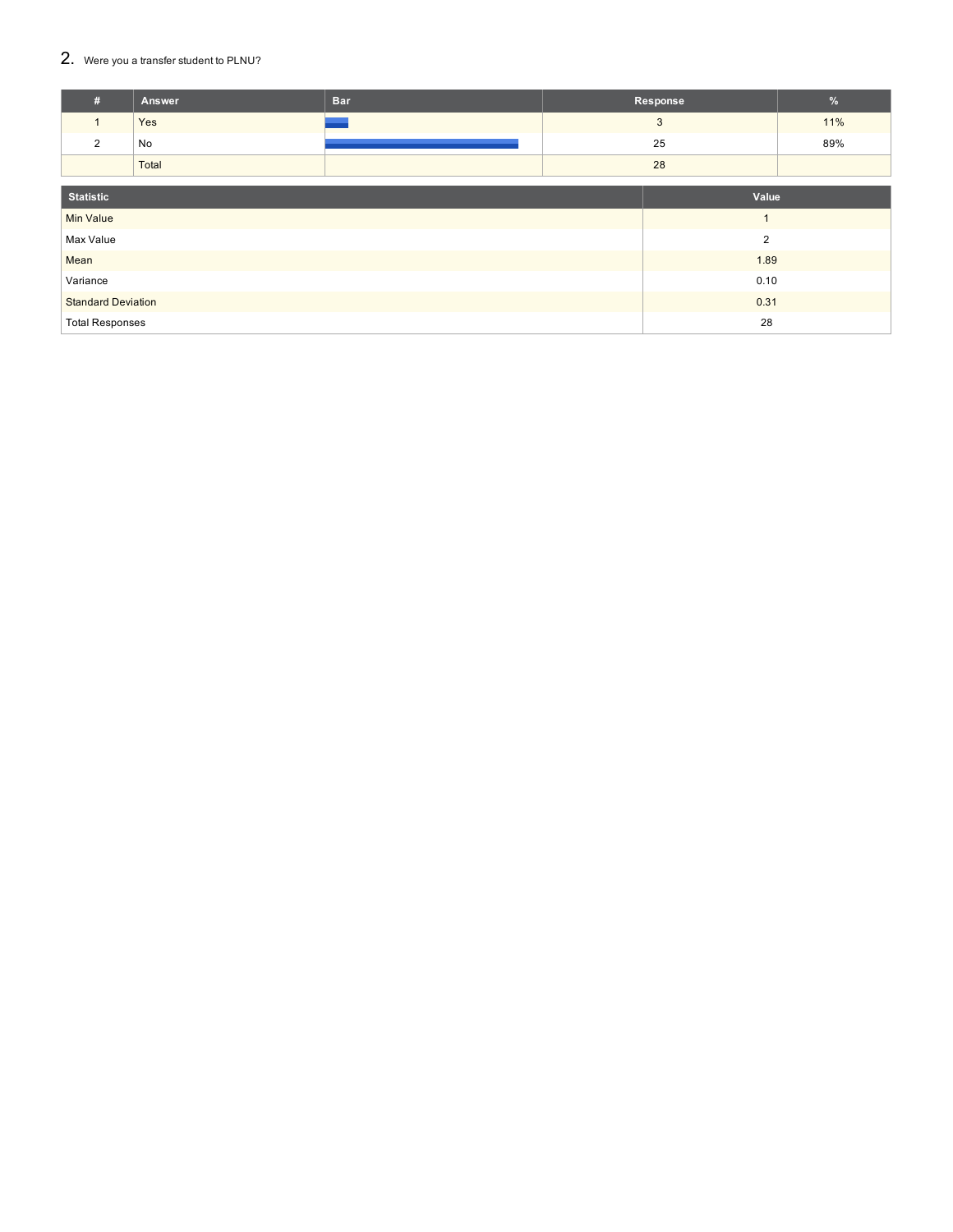## 2. Were you a transfer student to PLNU?

| # | Answer | Bar | Response | % |
|---|---|---|---|---|
| 1 | Yes | | 3 | 11% |
| 2 | No | | 25 | 89% |
| | Total | | 28 | |

| Statistic | Value |
|---|---|
| Min Value | 1 |
| Max Value | 2 |
| Mean | 1.89 |
| Variance | 0.10 |
| Standard Deviation | 0.31 |
| Total Responses | 28 |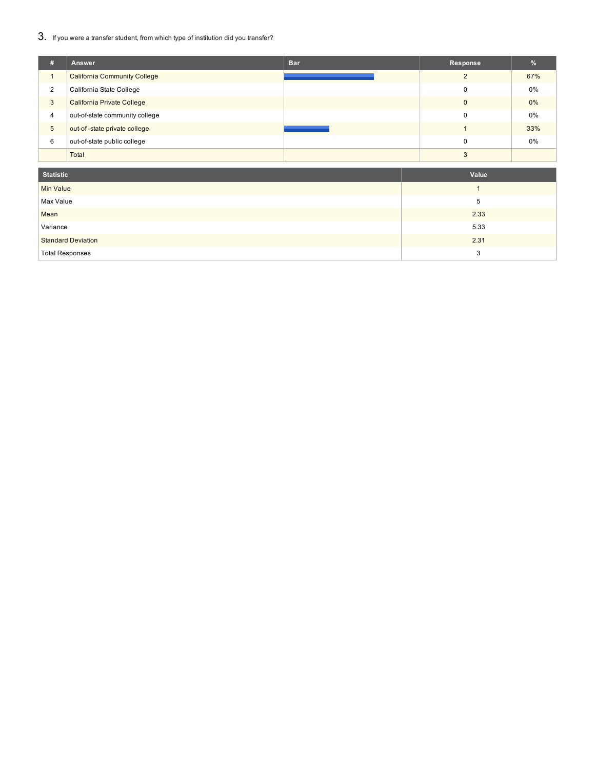## 3. If you were a transfer student, from which type of institution did you transfer?

| # | Answer | Bar | Response | % |
|---|---|---|---|---|
| 1 | California Community College | | 2 | 67% |
| 2 | California State College | | 0 | 0% |
| 3 | California Private College | | 0 | 0% |
| 4 | out-of-state community college | | 0 | 0% |
| 5 | out-of -state private college | | 1 | 33% |
| 6 | out-of-state public college | | 0 | 0% |
| | Total | | 3 | |

| Statistic | Value |
|---|---|
| Min Value | 1 |
| Max Value | 5 |
| Mean | 2.33 |
| Variance | 5.33 |
| Standard Deviation | 2.31 |
| Total Responses | 3 |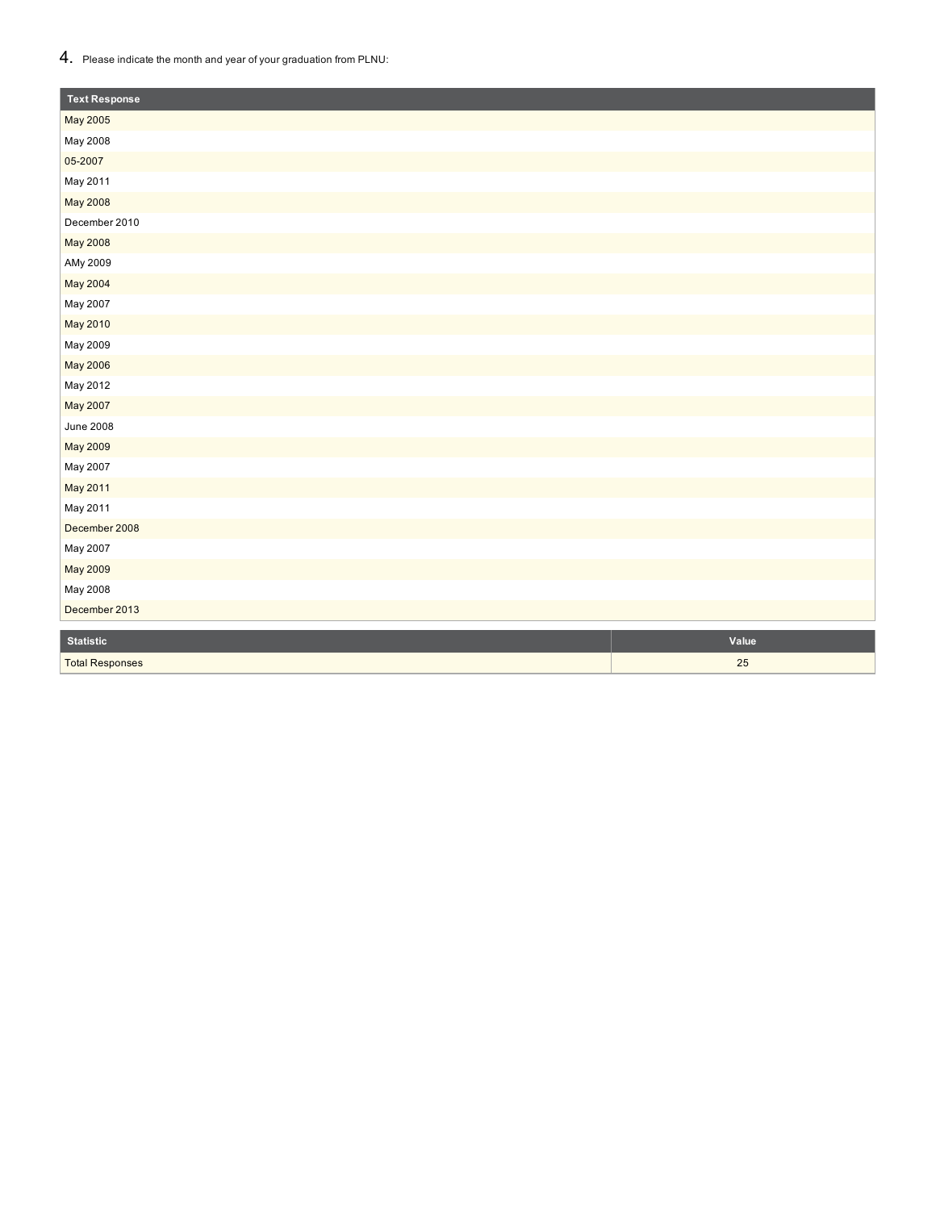4. Please indicate the month and year of your graduation from PLNU:

| Text Response |
|---|
| May 2005 |
| May 2008 |
| 05-2007 |
| May 2011 |
| May 2008 |
| December 2010 |
| May 2008 |
| AMy 2009 |
| May 2004 |
| May 2007 |
| May 2010 |
| May 2009 |
| May 2006 |
| May 2012 |
| May 2007 |
| June 2008 |
| May 2009 |
| May 2007 |
| May 2011 |
| May 2011 |
| December 2008 |
| May 2007 |
| May 2009 |
| May 2008 |
| December 2013 |

| Statistic | Value |
|---|---|
| Total Responses | 25 |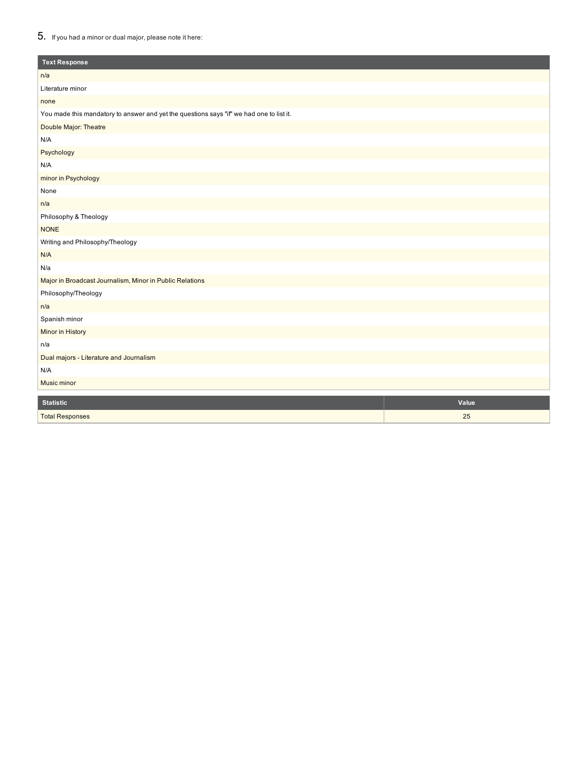5. If you had a minor or dual major, please note it here:

| Text Response |
| --- |
| n/a |
| Literature minor |
| none |
| You made this mandatory to answer and yet the questions says "if" we had one to list it. |
| Double Major: Theatre |
| N/A |
| Psychology |
| N/A |
| minor in Psychology |
| None |
| n/a |
| Philosophy & Theology |
| NONE |
| Writing and Philosophy/Theology |
| N/A |
| N/a |
| Major in Broadcast Journalism, Minor in Public Relations |
| Philosophy/Theology |
| n/a |
| Spanish minor |
| Minor in History |
| n/a |
| Dual majors - Literature and Journalism |
| N/A |
| Music minor |

| Statistic | Value |
| --- | --- |
| Total Responses | 25 |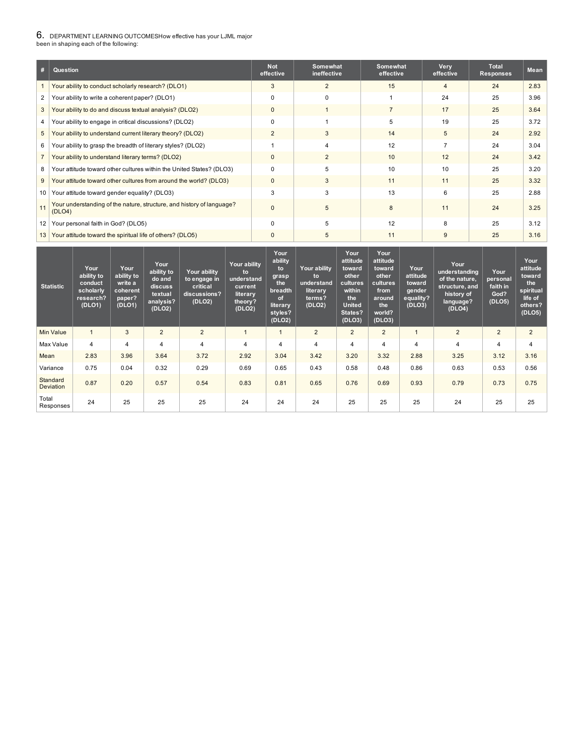## 6. DEPARTMENT LEARNING OUTCOMESHow effective has your LJML major been in shaping each of the following:

| # | Question | Not effective | Somewhat ineffective | Somewhat effective | Very effective | Total Responses | Mean |
|---|---|---|---|---|---|---|---|
| 1 | Your ability to conduct scholarly research? (DLO1) | 3 | 2 | 15 | 4 | 24 | 2.83 |
| 2 | Your ability to write a coherent paper? (DLO1) | 0 | 0 | 1 | 24 | 25 | 3.96 |
| 3 | Your ability to do and discuss textual analysis? (DLO2) | 0 | 1 | 7 | 17 | 25 | 3.64 |
| 4 | Your ability to engage in critical discussions? (DLO2) | 0 | 1 | 5 | 19 | 25 | 3.72 |
| 5 | Your ability to understand current literary theory? (DLO2) | 2 | 3 | 14 | 5 | 24 | 2.92 |
| 6 | Your ability to grasp the breadth of literary styles? (DLO2) | 1 | 4 | 12 | 7 | 24 | 3.04 |
| 7 | Your ability to understand literary terms? (DLO2) | 0 | 2 | 10 | 12 | 24 | 3.42 |
| 8 | Your attitude toward other cultures within the United States? (DLO3) | 0 | 5 | 10 | 10 | 25 | 3.20 |
| 9 | Your attitude toward other cultures from around the world? (DLO3) | 0 | 3 | 11 | 11 | 25 | 3.32 |
| 10 | Your attitude toward gender equality? (DLO3) | 3 | 3 | 13 | 6 | 25 | 2.88 |
| 11 | Your understanding of the nature, structure, and history of language? (DLO4) | 0 | 5 | 8 | 11 | 24 | 3.25 |
| 12 | Your personal faith in God? (DLO5) | 0 | 5 | 12 | 8 | 25 | 3.12 |
| 13 | Your attitude toward the spiritual life of others? (DLO5) | 0 | 5 | 11 | 9 | 25 | 3.16 |

| Statistic | Your ability to conduct scholarly research? (DLO1) | Your ability to write a coherent paper? (DLO1) | Your ability to do and discuss textual analysis? (DLO2) | Your ability to engage in critical discussions? (DLO2) | Your ability to understand current literary theory? (DLO2) | Your ability to grasp the breadth of literary styles? (DLO2) | Your ability to understand literary terms? (DLO2) | Your attitude toward other cultures within the United States? (DLO3) | Your attitude toward other cultures from around the world? (DLO3) | Your attitude toward gender equality? (DLO3) | Your understanding of the nature, structure, and history of language? (DLO4) | Your personal faith in God? (DLO5) | Your attitude toward the spiritual life of others? (DLO5) |
|---|---|---|---|---|---|---|---|---|---|---|---|---|---|
| Min Value | 1 | 3 | 2 | 2 | 1 | 1 | 2 | 2 | 2 | 1 | 2 | 2 | 2 |
| Max Value | 4 | 4 | 4 | 4 | 4 | 4 | 4 | 4 | 4 | 4 | 4 | 4 | 4 |
| Mean | 2.83 | 3.96 | 3.64 | 3.72 | 2.92 | 3.04 | 3.42 | 3.20 | 3.32 | 2.88 | 3.25 | 3.12 | 3.16 |
| Variance | 0.75 | 0.04 | 0.32 | 0.29 | 0.69 | 0.65 | 0.43 | 0.58 | 0.48 | 0.86 | 0.63 | 0.53 | 0.56 |
| Standard Deviation | 0.87 | 0.20 | 0.57 | 0.54 | 0.83 | 0.81 | 0.65 | 0.76 | 0.69 | 0.93 | 0.79 | 0.73 | 0.75 |
| Total Responses | 24 | 25 | 25 | 25 | 24 | 24 | 24 | 25 | 25 | 25 | 24 | 25 | 25 |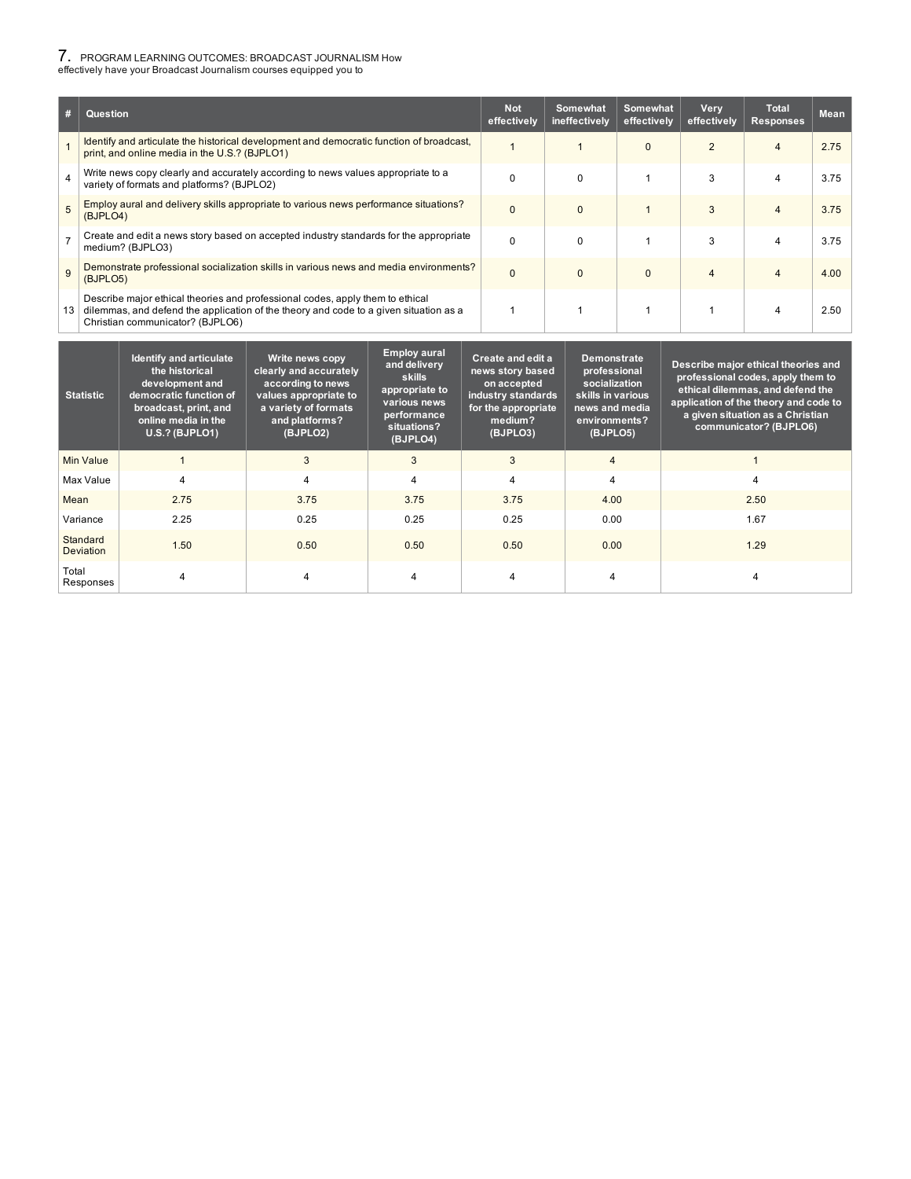## 7. PROGRAM LEARNING OUTCOMES: BROADCAST JOURNALISM How effectively have your Broadcast Journalism courses equipped you to

| # | Question | Not effectively | Somewhat ineffectively | Somewhat effectively | Very effectively | Total Responses | Mean |
|---|---|---|---|---|---|---|---|
| 1 | Identify and articulate the historical development and democratic function of broadcast, print, and online media in the U.S.? (BJPLO1) | 1 | 1 | 0 | 2 | 4 | 2.75 |
| 4 | Write news copy clearly and accurately according to news values appropriate to a variety of formats and platforms? (BJPLO2) | 0 | 0 | 1 | 3 | 4 | 3.75 |
| 5 | Employ aural and delivery skills appropriate to various news performance situations? (BJPLO4) | 0 | 0 | 1 | 3 | 4 | 3.75 |
| 7 | Create and edit a news story based on accepted industry standards for the appropriate medium? (BJPLO3) | 0 | 0 | 1 | 3 | 4 | 3.75 |
| 9 | Demonstrate professional socialization skills in various news and media environments? (BJPLO5) | 0 | 0 | 0 | 4 | 4 | 4.00 |
| 13 | Describe major ethical theories and professional codes, apply them to ethical dilemmas, and defend the application of the theory and code to a given situation as a Christian communicator? (BJPLO6) | 1 | 1 | 1 | 1 | 4 | 2.50 |

| Statistic | Identify and articulate the historical development and democratic function of broadcast, print, and online media in the U.S.? (BJPLO1) | Write news copy clearly and accurately according to news values appropriate to a variety of formats and platforms? (BJPLO2) | Employ aural and delivery skills appropriate to various news performance situations? (BJPLO4) | Create and edit a news story based on accepted industry standards for the appropriate medium? (BJPLO3) | Demonstrate professional socialization skills in various news and media environments? (BJPLO5) | Describe major ethical theories and professional codes, apply them to ethical dilemmas, and defend the application of the theory and code to a given situation as a Christian communicator? (BJPLO6) |
|---|---|---|---|---|---|---|
| Min Value | 1 | 3 | 3 | 3 | 4 | 1 |
| Max Value | 4 | 4 | 4 | 4 | 4 | 4 |
| Mean | 2.75 | 3.75 | 3.75 | 3.75 | 4.00 | 2.50 |
| Variance | 2.25 | 0.25 | 0.25 | 0.25 | 0.00 | 1.67 |
| Standard Deviation | 1.50 | 0.50 | 0.50 | 0.50 | 0.00 | 1.29 |
| Total Responses | 4 | 4 | 4 | 4 | 4 | 4 |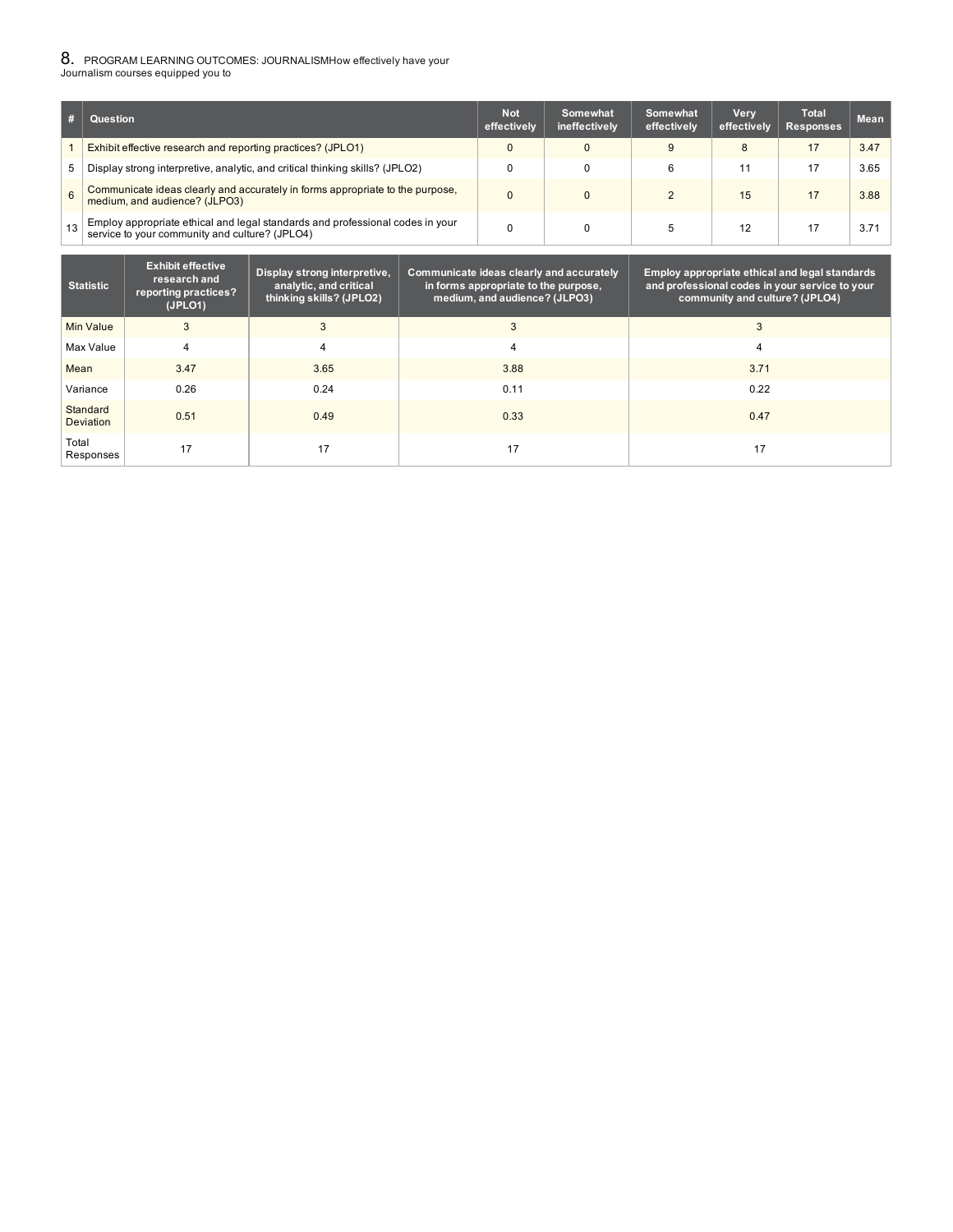## 8. PROGRAM LEARNING OUTCOMES: JOURNALISMHow effectively have your Journalism courses equipped you to

| # | Question | Not effectively | Somewhat ineffectively | Somewhat effectively | Very effectively | Total Responses | Mean |
|---|---|---|---|---|---|---|---|
| 1 | Exhibit effective research and reporting practices? (JPLO1) | 0 | 0 | 9 | 8 | 17 | 3.47 |
| 5 | Display strong interpretive, analytic, and critical thinking skills? (JPLO2) | 0 | 0 | 6 | 11 | 17 | 3.65 |
| 6 | Communicate ideas clearly and accurately in forms appropriate to the purpose, medium, and audience? (JLPO3) | 0 | 0 | 2 | 15 | 17 | 3.88 |
| 13 | Employ appropriate ethical and legal standards and professional codes in your service to your community and culture? (JPLO4) | 0 | 0 | 5 | 12 | 17 | 3.71 |

| Statistic | Exhibit effective research and reporting practices? (JPLO1) | Display strong interpretive, analytic, and critical thinking skills? (JPLO2) | Communicate ideas clearly and accurately in forms appropriate to the purpose, medium, and audience? (JLPO3) | Employ appropriate ethical and legal standards and professional codes in your service to your community and culture? (JPLO4) |
|---|---|---|---|---|
| Min Value | 3 | 3 | 3 | 3 |
| Max Value | 4 | 4 | 4 | 4 |
| Mean | 3.47 | 3.65 | 3.88 | 3.71 |
| Variance | 0.26 | 0.24 | 0.11 | 0.22 |
| Standard Deviation | 0.51 | 0.49 | 0.33 | 0.47 |
| Total Responses | 17 | 17 | 17 | 17 |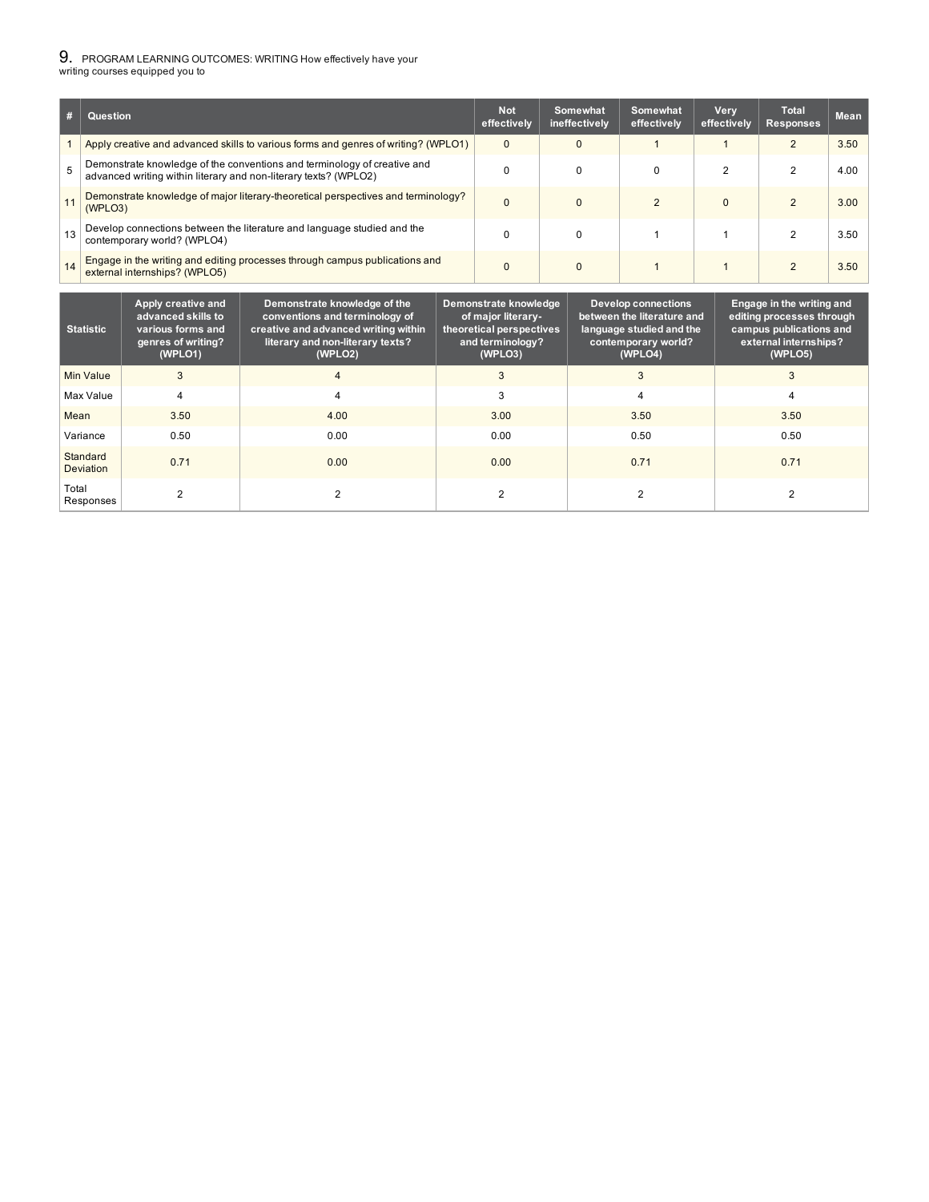## 9. PROGRAM LEARNING OUTCOMES: WRITING How effectively have your writing courses equipped you to

| # | Question | Not effectively | Somewhat ineffectively | Somewhat effectively | Very effectively | Total Responses | Mean |
|---|---|---|---|---|---|---|---|
| 1 | Apply creative and advanced skills to various forms and genres of writing? (WPLO1) | 0 | 0 | 1 | 1 | 2 | 3.50 |
| 5 | Demonstrate knowledge of the conventions and terminology of creative and advanced writing within literary and non-literary texts? (WPLO2) | 0 | 0 | 0 | 2 | 2 | 4.00 |
| 11 | Demonstrate knowledge of major literary-theoretical perspectives and terminology? (WPLO3) | 0 | 0 | 2 | 0 | 2 | 3.00 |
| 13 | Develop connections between the literature and language studied and the contemporary world? (WPLO4) | 0 | 0 | 1 | 1 | 2 | 3.50 |
| 14 | Engage in the writing and editing processes through campus publications and external internships? (WPLO5) | 0 | 0 | 1 | 1 | 2 | 3.50 |

| Statistic | Apply creative and advanced skills to various forms and genres of writing? (WPLO1) | Demonstrate knowledge of the conventions and terminology of creative and advanced writing within literary and non-literary texts? (WPLO2) | Demonstrate knowledge of major literary-theoretical perspectives and terminology? (WPLO3) | Develop connections between the literature and language studied and the contemporary world? (WPLO4) | Engage in the writing and editing processes through campus publications and external internships? (WPLO5) |
|---|---|---|---|---|---|
| Min Value | 3 | 4 | 3 | 3 | 3 |
| Max Value | 4 | 4 | 3 | 4 | 4 |
| Mean | 3.50 | 4.00 | 3.00 | 3.50 | 3.50 |
| Variance | 0.50 | 0.00 | 0.00 | 0.50 | 0.50 |
| Standard Deviation | 0.71 | 0.00 | 0.00 | 0.71 | 0.71 |
| Total Responses | 2 | 2 | 2 | 2 | 2 |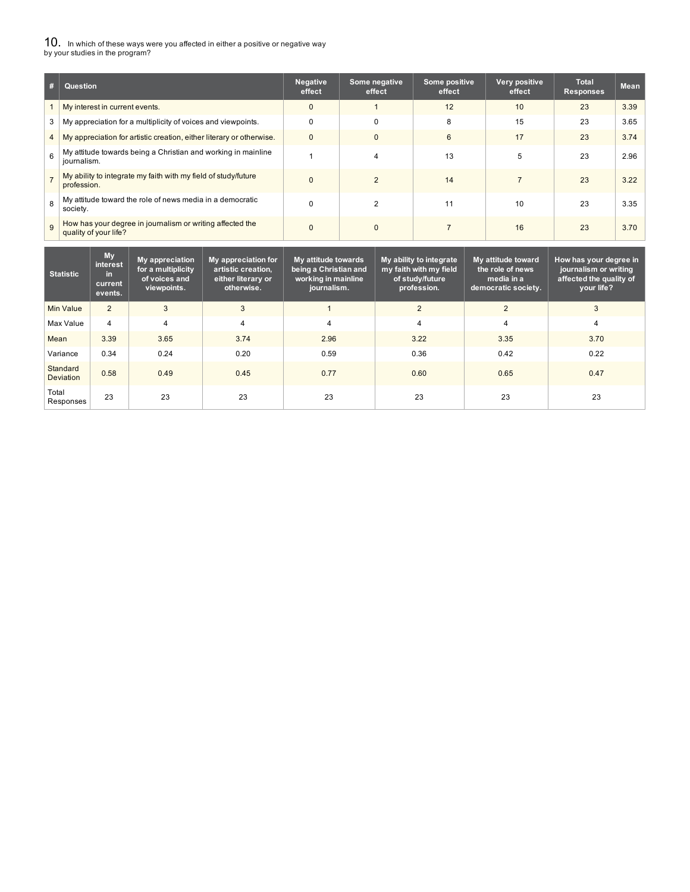## 10. In which of these ways were you affected in either a positive or negative way by your studies in the program?

| # | Question | Negative effect | Some negative effect | Some positive effect | Very positive effect | Total Responses | Mean |
|---|---|---|---|---|---|---|---|
| 1 | My interest in current events. | 0 | 1 | 12 | 10 | 23 | 3.39 |
| 3 | My appreciation for a multiplicity of voices and viewpoints. | 0 | 0 | 8 | 15 | 23 | 3.65 |
| 4 | My appreciation for artistic creation, either literary or otherwise. | 0 | 0 | 6 | 17 | 23 | 3.74 |
| 6 | My attitude towards being a Christian and working in mainline journalism. | 1 | 4 | 13 | 5 | 23 | 2.96 |
| 7 | My ability to integrate my faith with my field of study/future profession. | 0 | 2 | 14 | 7 | 23 | 3.22 |
| 8 | My attitude toward the role of news media in a democratic society. | 0 | 2 | 11 | 10 | 23 | 3.35 |
| 9 | How has your degree in journalism or writing affected the quality of your life? | 0 | 0 | 7 | 16 | 23 | 3.70 |

| Statistic | My interest in current events. | My appreciation for a multiplicity of voices and viewpoints. | My appreciation for artistic creation, either literary or otherwise. | My attitude towards being a Christian and working in mainline journalism. | My ability to integrate my faith with my field of study/future profession. | My attitude toward the role of news media in a democratic society. | How has your degree in journalism or writing affected the quality of your life? |
|---|---|---|---|---|---|---|---|
| Min Value | 2 | 3 | 3 | 1 | 2 | 2 | 3 |
| Max Value | 4 | 4 | 4 | 4 | 4 | 4 | 4 |
| Mean | 3.39 | 3.65 | 3.74 | 2.96 | 3.22 | 3.35 | 3.70 |
| Variance | 0.34 | 0.24 | 0.20 | 0.59 | 0.36 | 0.42 | 0.22 |
| Standard Deviation | 0.58 | 0.49 | 0.45 | 0.77 | 0.60 | 0.65 | 0.47 |
| Total Responses | 23 | 23 | 23 | 23 | 23 | 23 | 23 |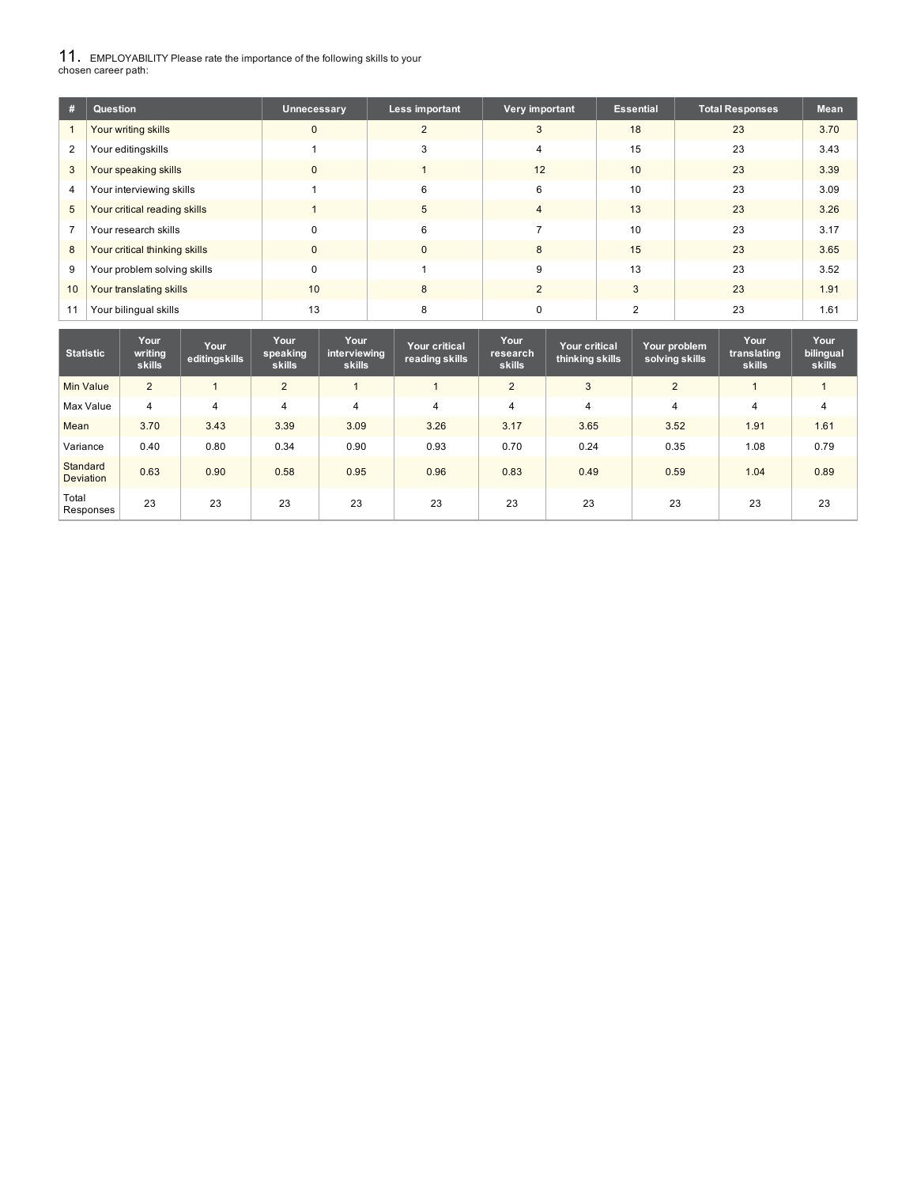## 11. EMPLOYABILITY Please rate the importance of the following skills to your chosen career path:

| # | Question | Unnecessary | Less important | Very important | Essential | Total Responses | Mean |
|---|---|---|---|---|---|---|---|
| 1 | Your writing skills | 0 | 2 | 3 | 18 | 23 | 3.70 |
| 2 | Your editingskills | 1 | 3 | 4 | 15 | 23 | 3.43 |
| 3 | Your speaking skills | 0 | 1 | 12 | 10 | 23 | 3.39 |
| 4 | Your interviewing skills | 1 | 6 | 6 | 10 | 23 | 3.09 |
| 5 | Your critical reading skills | 1 | 5 | 4 | 13 | 23 | 3.26 |
| 7 | Your research skills | 0 | 6 | 7 | 10 | 23 | 3.17 |
| 8 | Your critical thinking skills | 0 | 0 | 8 | 15 | 23 | 3.65 |
| 9 | Your problem solving skills | 0 | 1 | 9 | 13 | 23 | 3.52 |
| 10 | Your translating skills | 10 | 8 | 2 | 3 | 23 | 1.91 |
| 11 | Your bilingual skills | 13 | 8 | 0 | 2 | 23 | 1.61 |

| Statistic | Your writing skills | Your editingskills | Your speaking skills | Your interviewing skills | Your critical reading skills | Your research skills | Your critical thinking skills | Your problem solving skills | Your translating skills | Your bilingual skills |
|---|---|---|---|---|---|---|---|---|---|---|
| Min Value | 2 | 1 | 2 | 1 | 1 | 2 | 3 | 2 | 1 | 1 |
| Max Value | 4 | 4 | 4 | 4 | 4 | 4 | 4 | 4 | 4 | 4 |
| Mean | 3.70 | 3.43 | 3.39 | 3.09 | 3.26 | 3.17 | 3.65 | 3.52 | 1.91 | 1.61 |
| Variance | 0.40 | 0.80 | 0.34 | 0.90 | 0.93 | 0.70 | 0.24 | 0.35 | 1.08 | 0.79 |
| Standard Deviation | 0.63 | 0.90 | 0.58 | 0.95 | 0.96 | 0.83 | 0.49 | 0.59 | 1.04 | 0.89 |
| Total Responses | 23 | 23 | 23 | 23 | 23 | 23 | 23 | 23 | 23 | 23 |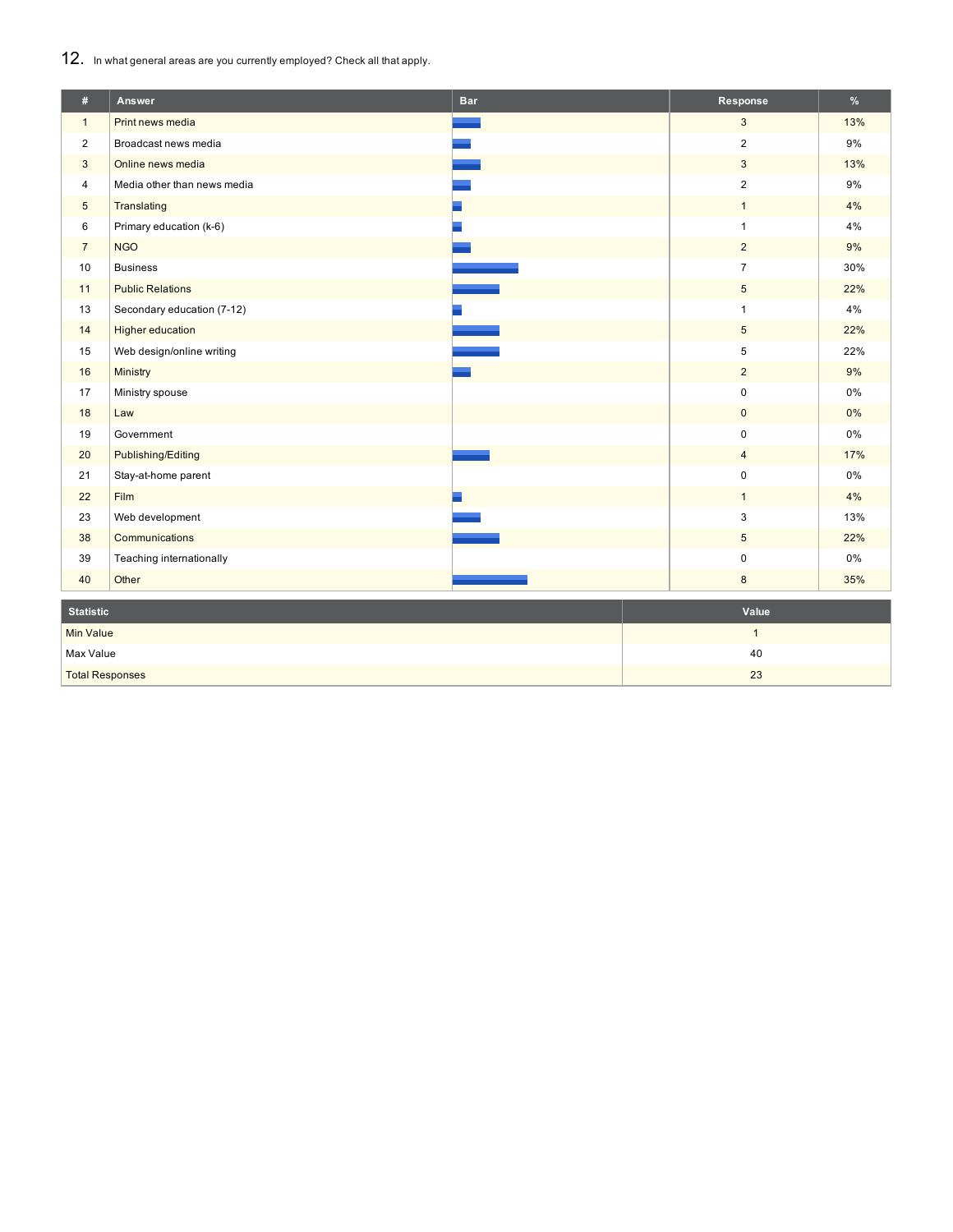## 12. In what general areas are you currently employed? Check all that apply.

| # | Answer | Bar | Response | % |
|---|---|---|---|---|
| 1 | Print news media | | 3 | 13% |
| 2 | Broadcast news media | | 2 | 9% |
| 3 | Online news media | | 3 | 13% |
| 4 | Media other than news media | | 2 | 9% |
| 5 | Translating | | 1 | 4% |
| 6 | Primary education (k-6) | | 1 | 4% |
| 7 | NGO | | 2 | 9% |
| 10 | Business | | 7 | 30% |
| 11 | Public Relations | | 5 | 22% |
| 13 | Secondary education (7-12) | | 1 | 4% |
| 14 | Higher education | | 5 | 22% |
| 15 | Web design/online writing | | 5 | 22% |
| 16 | Ministry | | 2 | 9% |
| 17 | Ministry spouse | | 0 | 0% |
| 18 | Law | | 0 | 0% |
| 19 | Government | | 0 | 0% |
| 20 | Publishing/Editing | | 4 | 17% |
| 21 | Stay-at-home parent | | 0 | 0% |
| 22 | Film | | 1 | 4% |
| 23 | Web development | | 3 | 13% |
| 38 | Communications | | 5 | 22% |
| 39 | Teaching internationally | | 0 | 0% |
| 40 | Other | | 8 | 35% |

| Statistic | Value |
|---|---|
| Min Value | 1 |
| Max Value | 40 |
| Total Responses | 23 |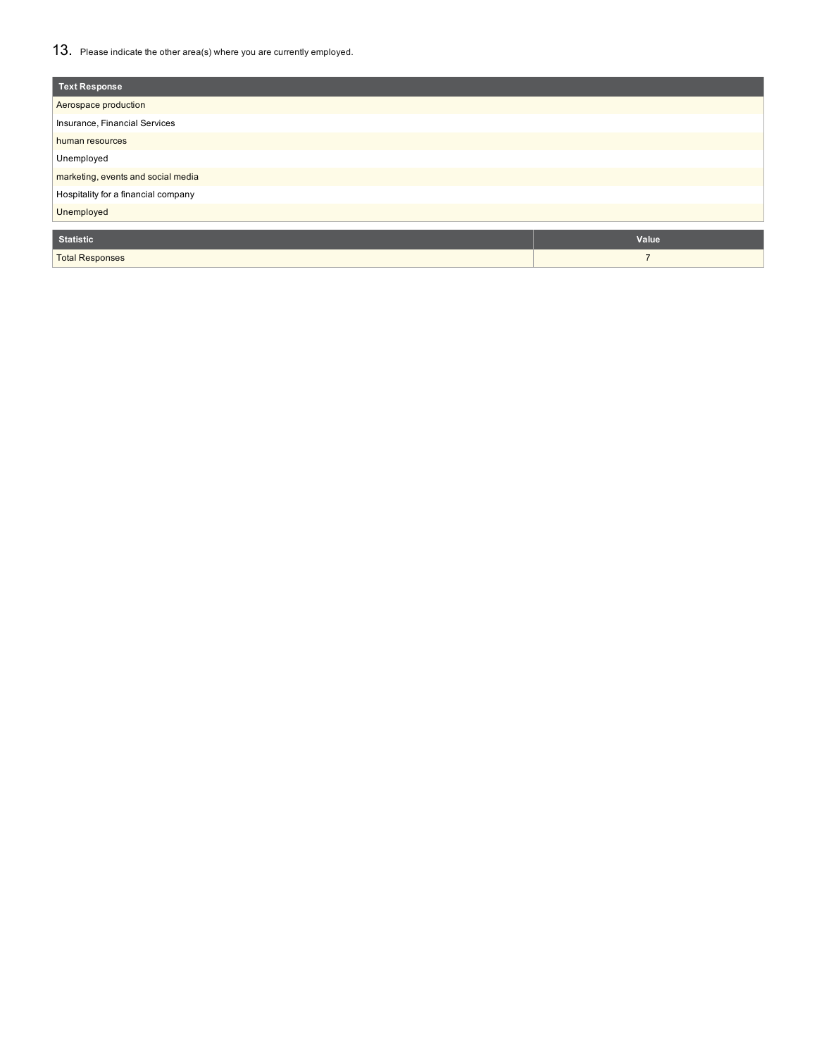## 13. Please indicate the other area(s) where you are currently employed.

| Text Response |
| --- |
| Aerospace production |
| Insurance, Financial Services |
| human resources |
| Unemployed |
| marketing, events and social media |
| Hospitality for a financial company |
| Unemployed |

| Statistic | Value |
| --- | --- |
| Total Responses | 7 |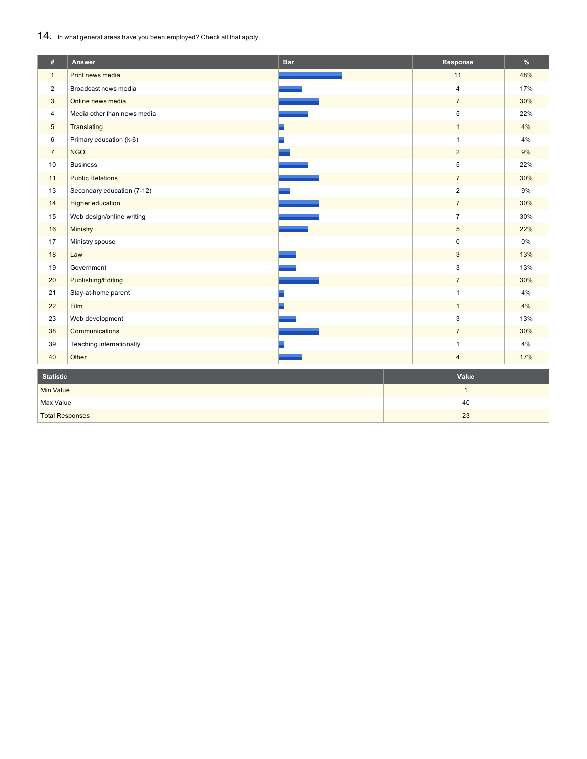## 14. In what general areas have you been employed? Check all that apply.

| # | Answer | Bar | Response | % |
|---|---|---|---|---|
| 1 | Print news media | | 11 | 48% |
| 2 | Broadcast news media | | 4 | 17% |
| 3 | Online news media | | 7 | 30% |
| 4 | Media other than news media | | 5 | 22% |
| 5 | Translating | | 1 | 4% |
| 6 | Primary education (k-6) | | 1 | 4% |
| 7 | NGO | | 2 | 9% |
| 10 | Business | | 5 | 22% |
| 11 | Public Relations | | 7 | 30% |
| 13 | Secondary education (7-12) | | 2 | 9% |
| 14 | Higher education | | 7 | 30% |
| 15 | Web design/online writing | | 7 | 30% |
| 16 | Ministry | | 5 | 22% |
| 17 | Ministry spouse | | 0 | 0% |
| 18 | Law | | 3 | 13% |
| 19 | Government | | 3 | 13% |
| 20 | Publishing/Editing | | 7 | 30% |
| 21 | Stay-at-home parent | | 1 | 4% |
| 22 | Film | | 1 | 4% |
| 23 | Web development | | 3 | 13% |
| 38 | Communications | | 7 | 30% |
| 39 | Teaching internationally | | 1 | 4% |
| 40 | Other | | 4 | 17% |

| Statistic | Value |
|---|---|
| Min Value | 1 |
| Max Value | 40 |
| Total Responses | 23 |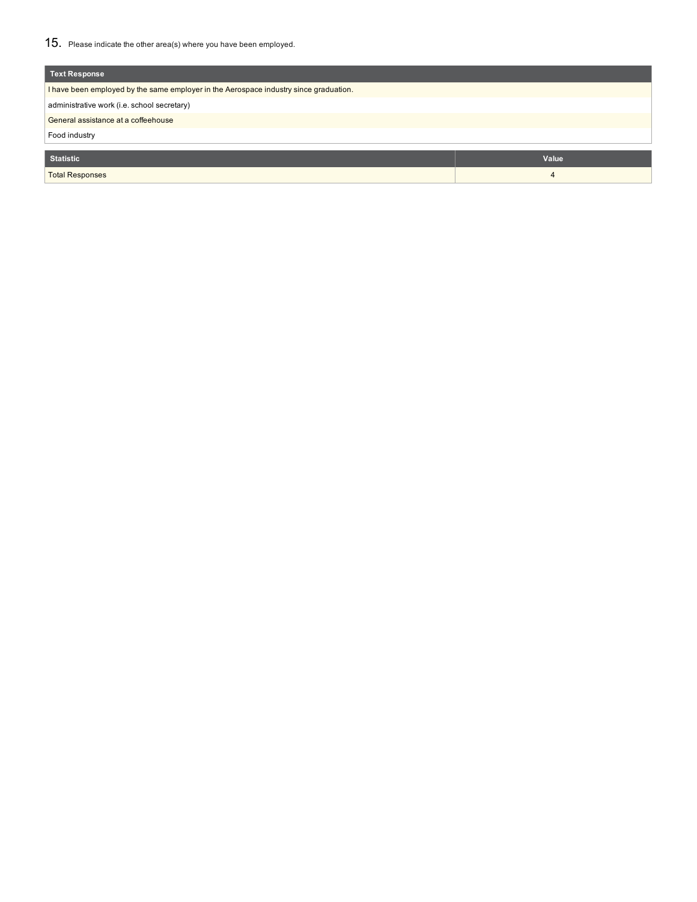15. Please indicate the other area(s) where you have been employed.

| Text Response |
| --- |
| I have been employed by the same employer in the Aerospace industry since graduation. |
| administrative work (i.e. school secretary) |
| General assistance at a coffeehouse |
| Food industry |

| Statistic | Value |
| --- | --- |
| Total Responses | 4 |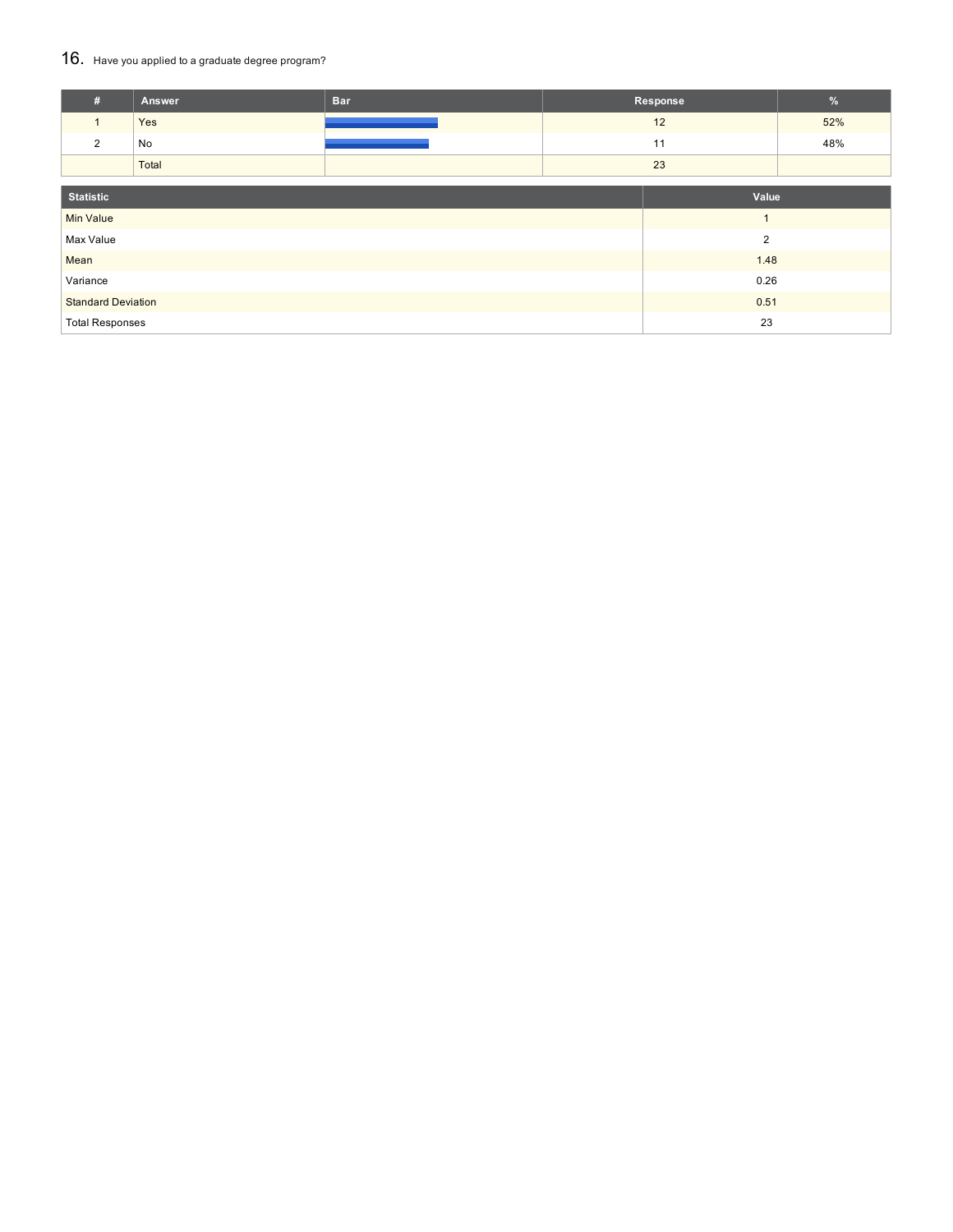## 16. Have you applied to a graduate degree program?

| # | Answer | Bar | Response | % |
|---|---|---|---|---|
| 1 | Yes | | 12 | 52% |
| 2 | No | | 11 | 48% |
| | Total | | 23 | |

| Statistic | Value |
|---|---|
| Min Value | 1 |
| Max Value | 2 |
| Mean | 1.48 |
| Variance | 0.26 |
| Standard Deviation | 0.51 |
| Total Responses | 23 |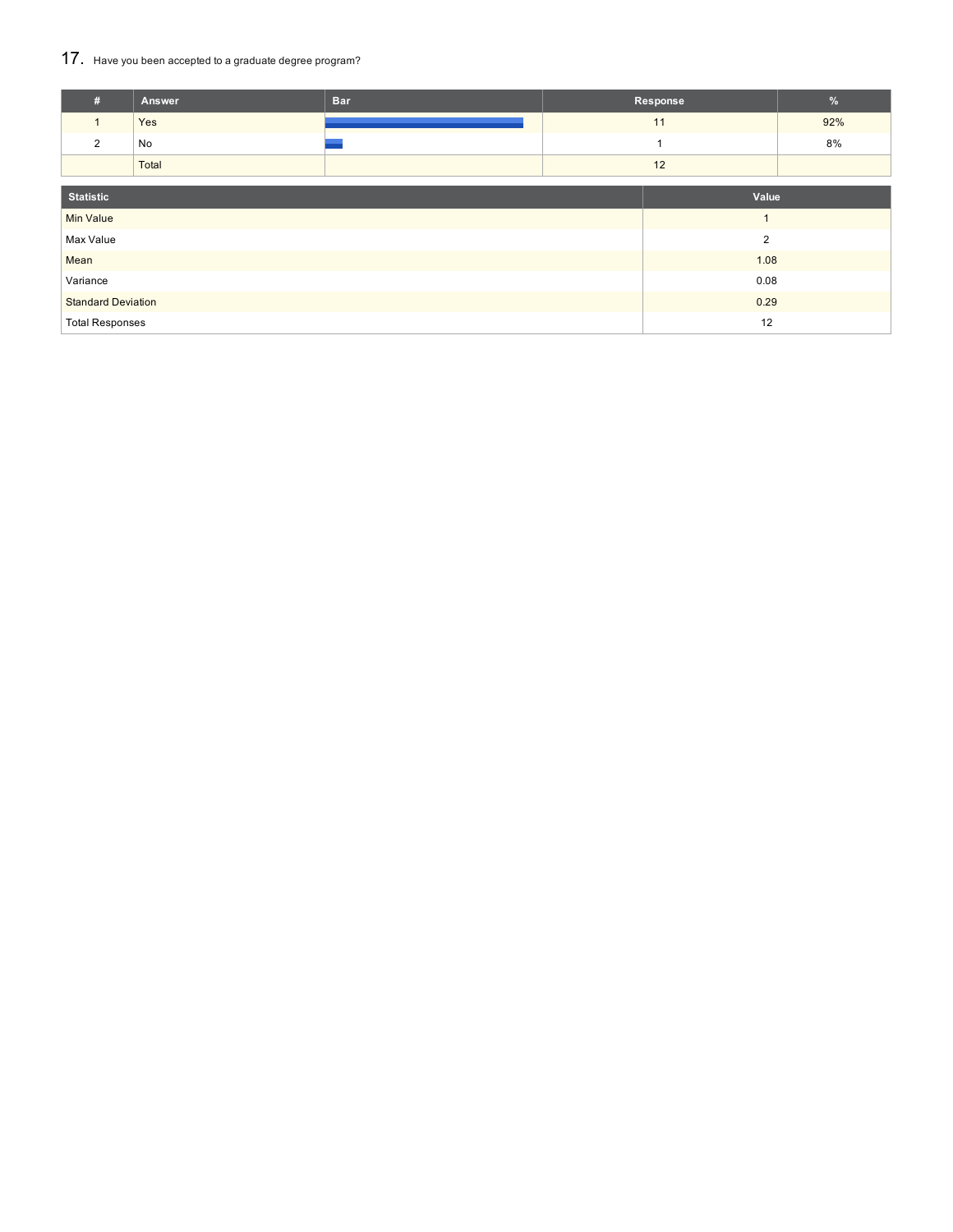## 17. Have you been accepted to a graduate degree program?

| # | Answer | Bar | Response | % |
|---|---|---|---|---|
| 1 | Yes | | 11 | 92% |
| 2 | No | | 1 | 8% |
| | Total | | 12 | |

| Statistic | Value |
|---|---|
| Min Value | 1 |
| Max Value | 2 |
| Mean | 1.08 |
| Variance | 0.08 |
| Standard Deviation | 0.29 |
| Total Responses | 12 |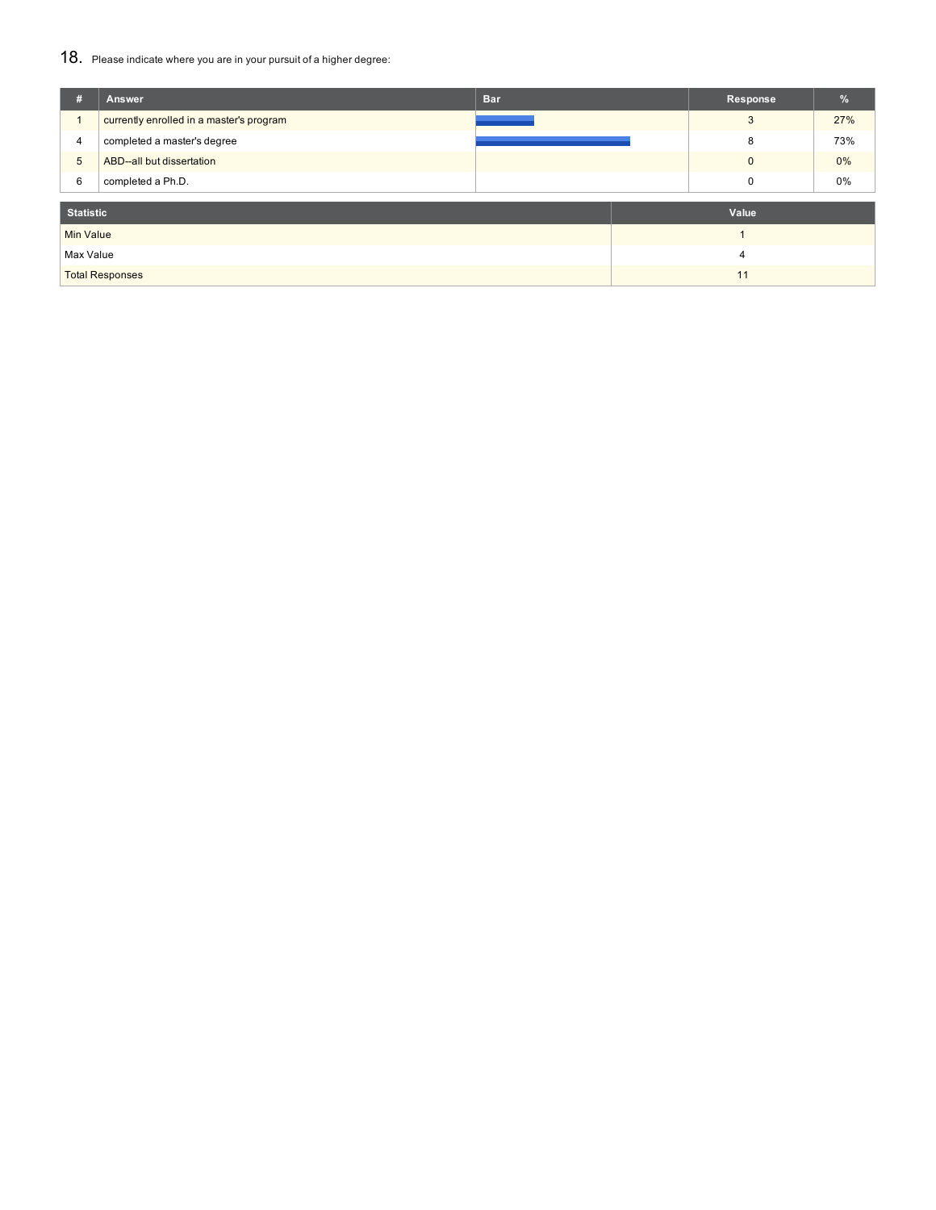## 18. Please indicate where you are in your pursuit of a higher degree:

| # | Answer | Bar | Response | % |
|---|---|---|---|---|
| 1 | currently enrolled in a master's program | | 3 | 27% |
| 4 | completed a master's degree | | 8 | 73% |
| 5 | ABD--all but dissertation | | 0 | 0% |
| 6 | completed a Ph.D. | | 0 | 0% |

| Statistic | Value |
|---|---|
| Min Value | 1 |
| Max Value | 4 |
| Total Responses | 11 |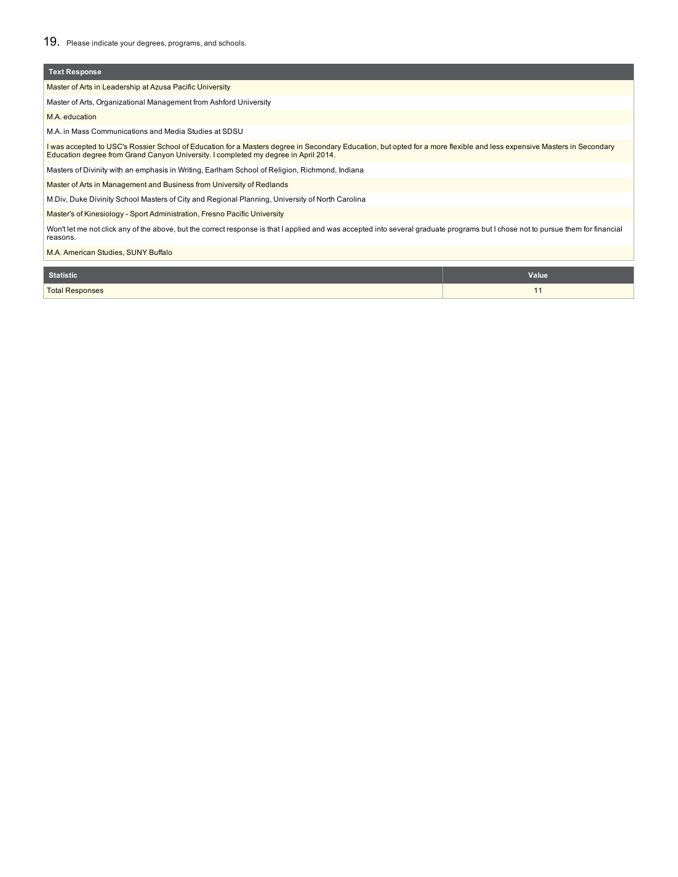19. Please indicate your degrees, programs, and schools.

| Text Response |
| --- |
| Master of Arts in Leadership at Azusa Pacific University |
| Master of Arts, Organizational Management from Ashford University |
| M.A. education |
| M.A. in Mass Communications and Media Studies at SDSU |
| I was accepted to USC's Rossier School of Education for a Masters degree in Secondary Education, but opted for a more flexible and less expensive Masters in Secondary Education degree from Grand Canyon University. I completed my degree in April 2014. |
| Masters of Divinity with an emphasis in Writing, Earlham School of Religion, Richmond, Indiana |
| Master of Arts in Management and Business from University of Redlands |
| M.Div, Duke Divinity School Masters of City and Regional Planning, University of North Carolina |
| Master's of Kinesiology - Sport Administration, Fresno Pacific University |
| Won't let me not click any of the above, but the correct response is that I applied and was accepted into several graduate programs but I chose not to pursue them for financial reasons. |
| M.A. American Studies, SUNY Buffalo |

| Statistic | Value |
| --- | --- |
| Total Responses | 11 |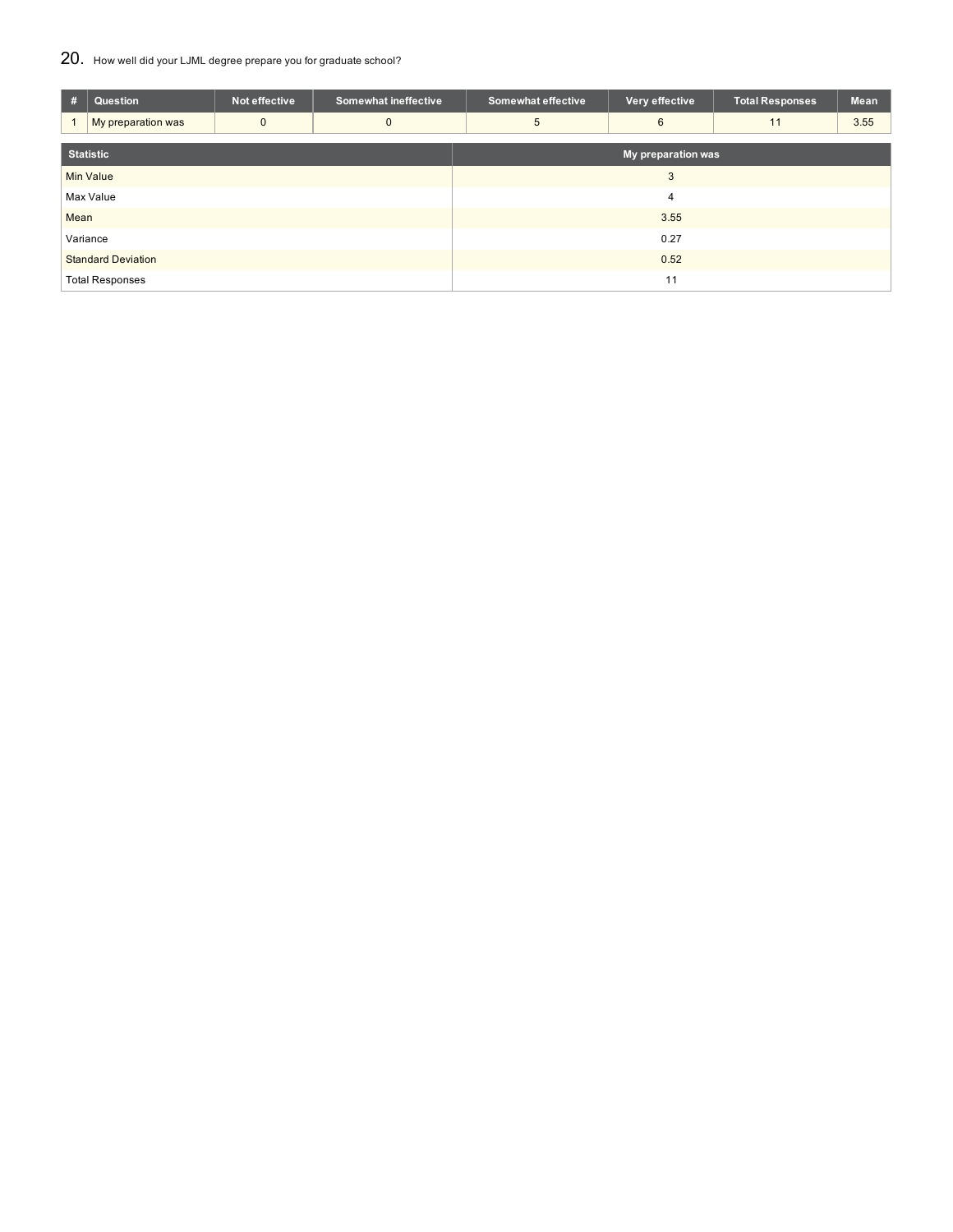## 20. How well did your LJML degree prepare you for graduate school?

| # | Question | Not effective | Somewhat ineffective | Somewhat effective | Very effective | Total Responses | Mean |
|---|---|---|---|---|---|---|---|
| 1 | My preparation was | 0 | 0 | 5 | 6 | 11 | 3.55 |

| Statistic | My preparation was |
|---|---|
| Min Value | 3 |
| Max Value | 4 |
| Mean | 3.55 |
| Variance | 0.27 |
| Standard Deviation | 0.52 |
| Total Responses | 11 |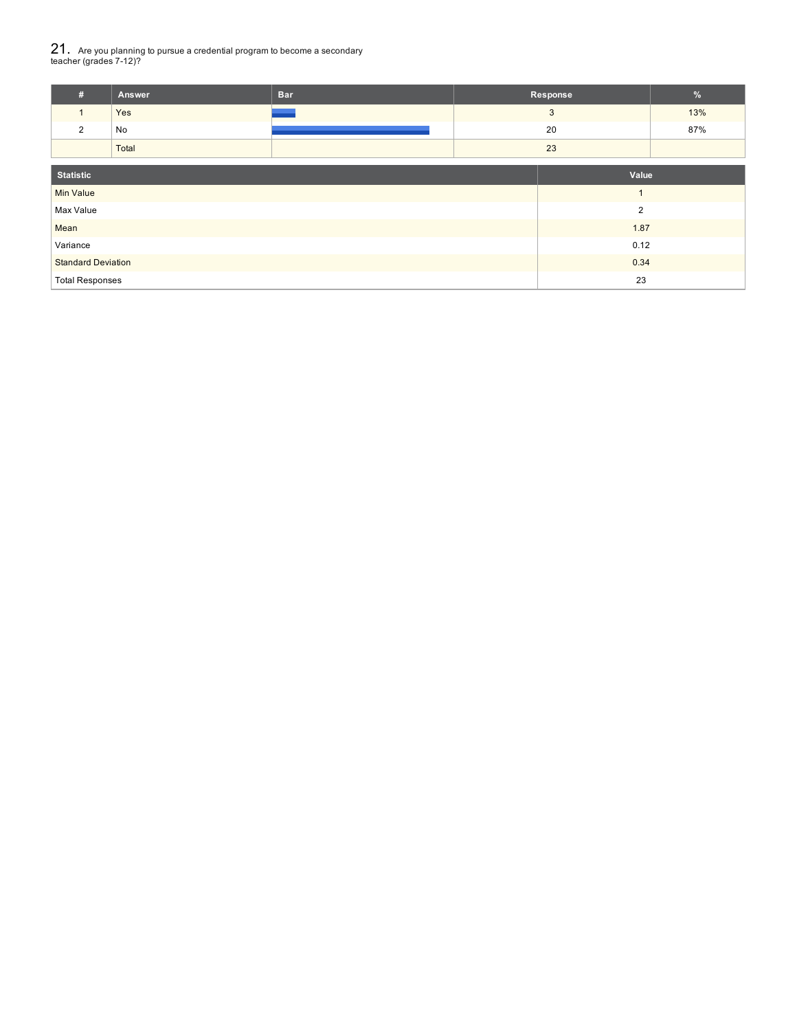## 21. Are you planning to pursue a credential program to become a secondary teacher (grades 7-12)?

| # | Answer | Bar | Response | % |
|---|---|---|---|---|
| 1 | Yes | | 3 | 13% |
| 2 | No | | 20 | 87% |
| | Total | | 23 | |

| Statistic | Value |
|---|---|
| Min Value | 1 |
| Max Value | 2 |
| Mean | 1.87 |
| Variance | 0.12 |
| Standard Deviation | 0.34 |
| Total Responses | 23 |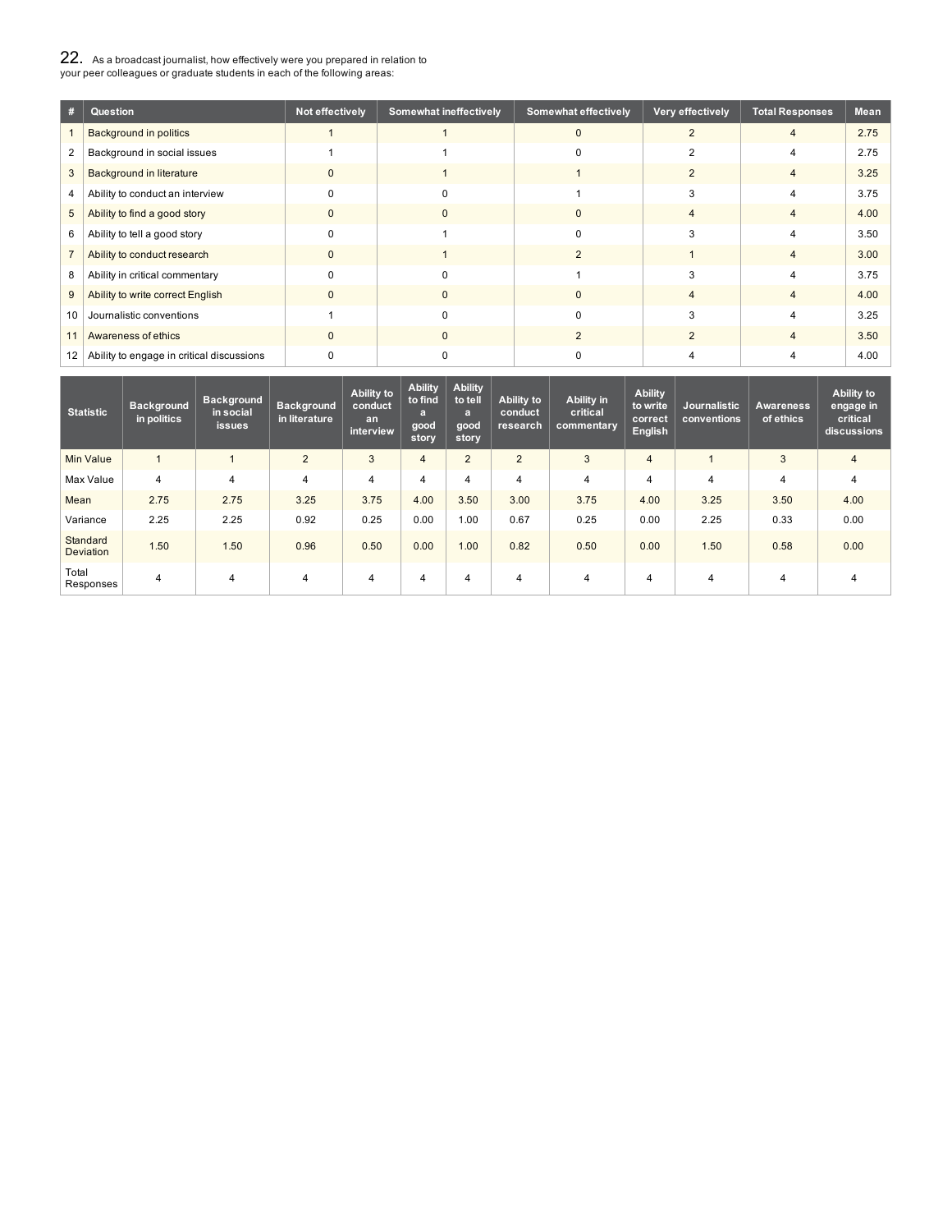## 22. As a broadcast journalist, how effectively were you prepared in relation to your peer colleagues or graduate students in each of the following areas:

| # | Question | Not effectively | Somewhat ineffectively | Somewhat effectively | Very effectively | Total Responses | Mean |
|---|---|---|---|---|---|---|---|
| 1 | Background in politics | 1 | 1 | 0 | 2 | 4 | 2.75 |
| 2 | Background in social issues | 1 | 1 | 0 | 2 | 4 | 2.75 |
| 3 | Background in literature | 0 | 1 | 1 | 2 | 4 | 3.25 |
| 4 | Ability to conduct an interview | 0 | 0 | 1 | 3 | 4 | 3.75 |
| 5 | Ability to find a good story | 0 | 0 | 0 | 4 | 4 | 4.00 |
| 6 | Ability to tell a good story | 0 | 1 | 0 | 3 | 4 | 3.50 |
| 7 | Ability to conduct research | 0 | 1 | 2 | 1 | 4 | 3.00 |
| 8 | Ability in critical commentary | 0 | 0 | 1 | 3 | 4 | 3.75 |
| 9 | Ability to write correct English | 0 | 0 | 0 | 4 | 4 | 4.00 |
| 10 | Journalistic conventions | 1 | 0 | 0 | 3 | 4 | 3.25 |
| 11 | Awareness of ethics | 0 | 0 | 2 | 2 | 4 | 3.50 |
| 12 | Ability to engage in critical discussions | 0 | 0 | 0 | 4 | 4 | 4.00 |

| Statistic | Background in politics | Background in social issues | Background in literature | Ability to conduct an interview | Ability to find a good story | Ability to tell a good story | Ability to conduct research | Ability in critical commentary | Ability to write correct English | Journalistic conventions | Awareness of ethics | Ability to engage in critical discussions |
|---|---|---|---|---|---|---|---|---|---|---|---|---|
| Min Value | 1 | 1 | 2 | 3 | 4 | 2 | 2 | 3 | 4 | 1 | 3 | 4 |
| Max Value | 4 | 4 | 4 | 4 | 4 | 4 | 4 | 4 | 4 | 4 | 4 | 4 |
| Mean | 2.75 | 2.75 | 3.25 | 3.75 | 4.00 | 3.50 | 3.00 | 3.75 | 4.00 | 3.25 | 3.50 | 4.00 |
| Variance | 2.25 | 2.25 | 0.92 | 0.25 | 0.00 | 1.00 | 0.67 | 0.25 | 0.00 | 2.25 | 0.33 | 0.00 |
| Standard Deviation | 1.50 | 1.50 | 0.96 | 0.50 | 0.00 | 1.00 | 0.82 | 0.50 | 0.00 | 1.50 | 0.58 | 0.00 |
| Total Responses | 4 | 4 | 4 | 4 | 4 | 4 | 4 | 4 | 4 | 4 | 4 | 4 |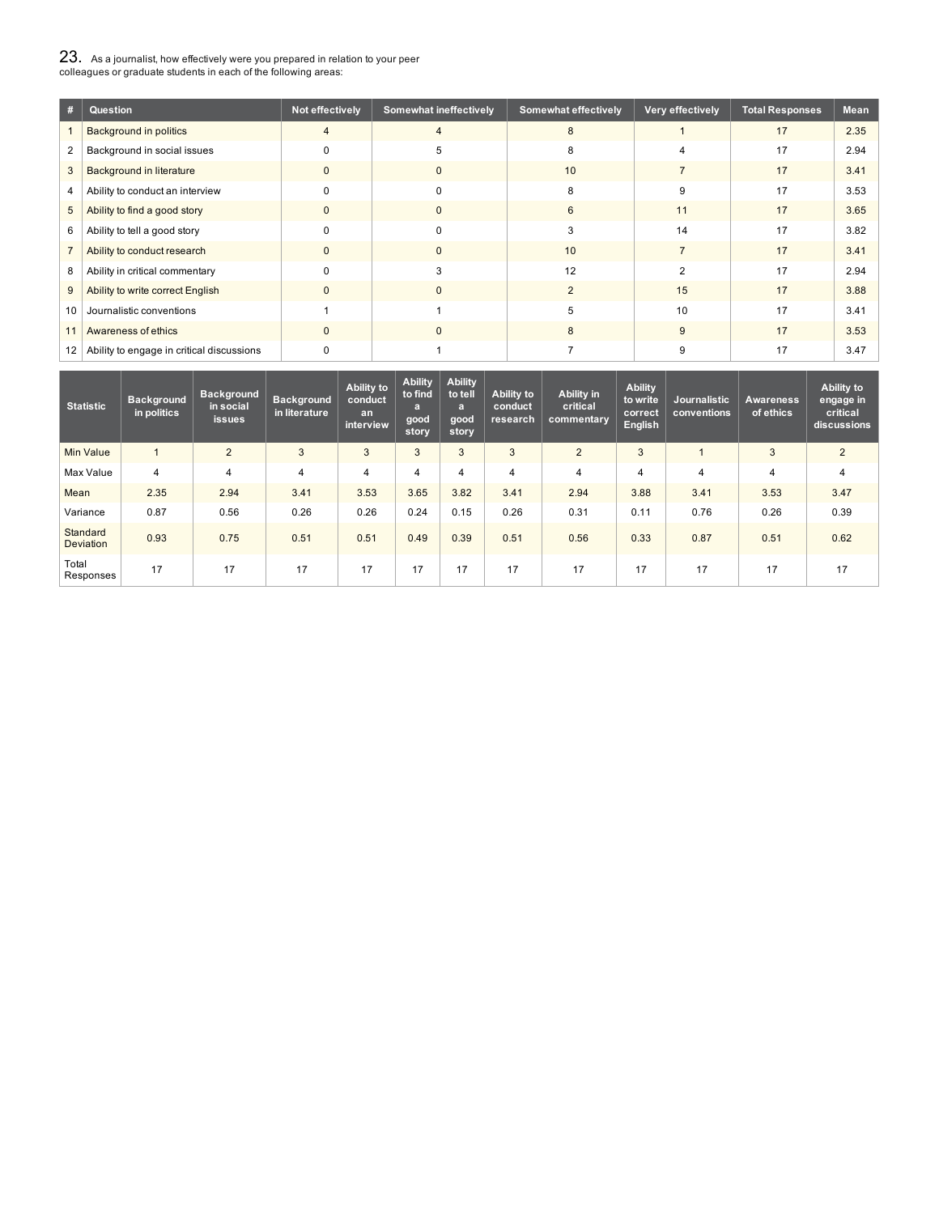## 23. As a journalist, how effectively were you prepared in relation to your peer colleagues or graduate students in each of the following areas:

| # | Question | Not effectively | Somewhat ineffectively | Somewhat effectively | Very effectively | Total Responses | Mean |
|---|---|---|---|---|---|---|---|
| 1 | Background in politics | 4 | 4 | 8 | 1 | 17 | 2.35 |
| 2 | Background in social issues | 0 | 5 | 8 | 4 | 17 | 2.94 |
| 3 | Background in literature | 0 | 0 | 10 | 7 | 17 | 3.41 |
| 4 | Ability to conduct an interview | 0 | 0 | 8 | 9 | 17 | 3.53 |
| 5 | Ability to find a good story | 0 | 0 | 6 | 11 | 17 | 3.65 |
| 6 | Ability to tell a good story | 0 | 0 | 3 | 14 | 17 | 3.82 |
| 7 | Ability to conduct research | 0 | 0 | 10 | 7 | 17 | 3.41 |
| 8 | Ability in critical commentary | 0 | 3 | 12 | 2 | 17 | 2.94 |
| 9 | Ability to write correct English | 0 | 0 | 2 | 15 | 17 | 3.88 |
| 10 | Journalistic conventions | 1 | 1 | 5 | 10 | 17 | 3.41 |
| 11 | Awareness of ethics | 0 | 0 | 8 | 9 | 17 | 3.53 |
| 12 | Ability to engage in critical discussions | 0 | 1 | 7 | 9 | 17 | 3.47 |

| Statistic | Background in politics | Background in social issues | Background in literature | Ability to conduct an interview | Ability to find a good story | Ability to tell a good story | Ability to conduct research | Ability in critical commentary | Ability to write correct English | Journalistic conventions | Awareness of ethics | Ability to engage in critical discussions |
|---|---|---|---|---|---|---|---|---|---|---|---|---|
| Min Value | 1 | 2 | 3 | 3 | 3 | 3 | 3 | 2 | 3 | 1 | 3 | 2 |
| Max Value | 4 | 4 | 4 | 4 | 4 | 4 | 4 | 4 | 4 | 4 | 4 | 4 |
| Mean | 2.35 | 2.94 | 3.41 | 3.53 | 3.65 | 3.82 | 3.41 | 2.94 | 3.88 | 3.41 | 3.53 | 3.47 |
| Variance | 0.87 | 0.56 | 0.26 | 0.26 | 0.24 | 0.15 | 0.26 | 0.31 | 0.11 | 0.76 | 0.26 | 0.39 |
| Standard Deviation | 0.93 | 0.75 | 0.51 | 0.51 | 0.49 | 0.39 | 0.51 | 0.56 | 0.33 | 0.87 | 0.51 | 0.62 |
| Total Responses | 17 | 17 | 17 | 17 | 17 | 17 | 17 | 17 | 17 | 17 | 17 | 17 |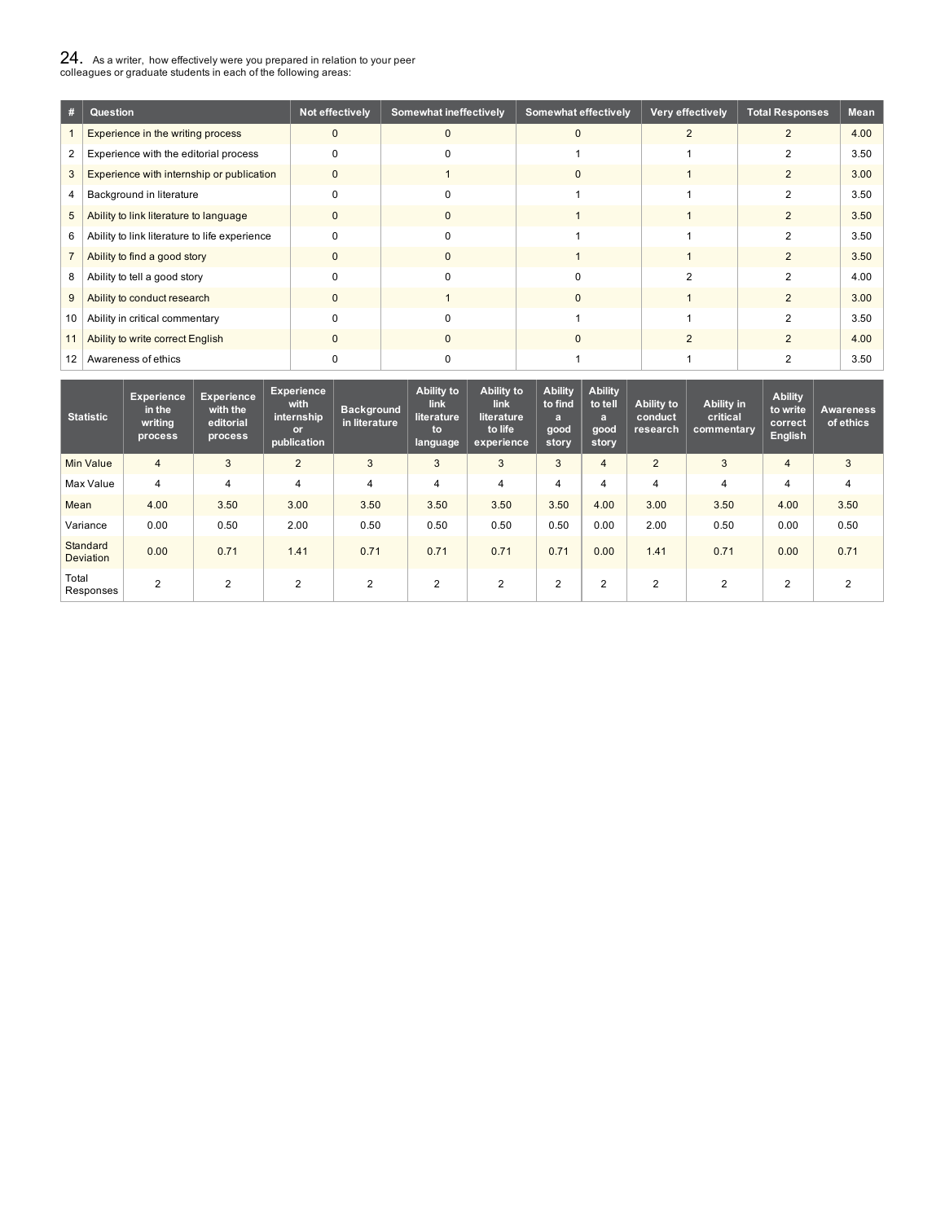## 24. As a writer, how effectively were you prepared in relation to your peer colleagues or graduate students in each of the following areas:

| # | Question | Not effectively | Somewhat ineffectively | Somewhat effectively | Very effectively | Total Responses | Mean |
|---|---|---|---|---|---|---|---|
| 1 | Experience in the writing process | 0 | 0 | 0 | 2 | 2 | 4.00 |
| 2 | Experience with the editorial process | 0 | 0 | 1 | 1 | 2 | 3.50 |
| 3 | Experience with internship or publication | 0 | 1 | 0 | 1 | 2 | 3.00 |
| 4 | Background in literature | 0 | 0 | 1 | 1 | 2 | 3.50 |
| 5 | Ability to link literature to language | 0 | 0 | 1 | 1 | 2 | 3.50 |
| 6 | Ability to link literature to life experience | 0 | 0 | 1 | 1 | 2 | 3.50 |
| 7 | Ability to find a good story | 0 | 0 | 1 | 1 | 2 | 3.50 |
| 8 | Ability to tell a good story | 0 | 0 | 0 | 2 | 2 | 4.00 |
| 9 | Ability to conduct research | 0 | 1 | 0 | 1 | 2 | 3.00 |
| 10 | Ability in critical commentary | 0 | 0 | 1 | 1 | 2 | 3.50 |
| 11 | Ability to write correct English | 0 | 0 | 0 | 2 | 2 | 4.00 |
| 12 | Awareness of ethics | 0 | 0 | 1 | 1 | 2 | 3.50 |

| Statistic | Experience in the writing process | Experience with the editorial process | Experience with internship or publication | Background in literature | Ability to link literature to language | Ability to link literature to life experience | Ability to find a good story | Ability to tell a good story | Ability to conduct research | Ability in critical commentary | Ability to write correct English | Awareness of ethics |
|---|---|---|---|---|---|---|---|---|---|---|---|---|
| Min Value | 4 | 3 | 2 | 3 | 3 | 3 | 3 | 4 | 2 | 3 | 4 | 3 |
| Max Value | 4 | 4 | 4 | 4 | 4 | 4 | 4 | 4 | 4 | 4 | 4 | 4 |
| Mean | 4.00 | 3.50 | 3.00 | 3.50 | 3.50 | 3.50 | 3.50 | 4.00 | 3.00 | 3.50 | 4.00 | 3.50 |
| Variance | 0.00 | 0.50 | 2.00 | 0.50 | 0.50 | 0.50 | 0.50 | 0.00 | 2.00 | 0.50 | 0.00 | 0.50 |
| Standard Deviation | 0.00 | 0.71 | 1.41 | 0.71 | 0.71 | 0.71 | 0.71 | 0.00 | 1.41 | 0.71 | 0.00 | 0.71 |
| Total Responses | 2 | 2 | 2 | 2 | 2 | 2 | 2 | 2 | 2 | 2 | 2 | 2 |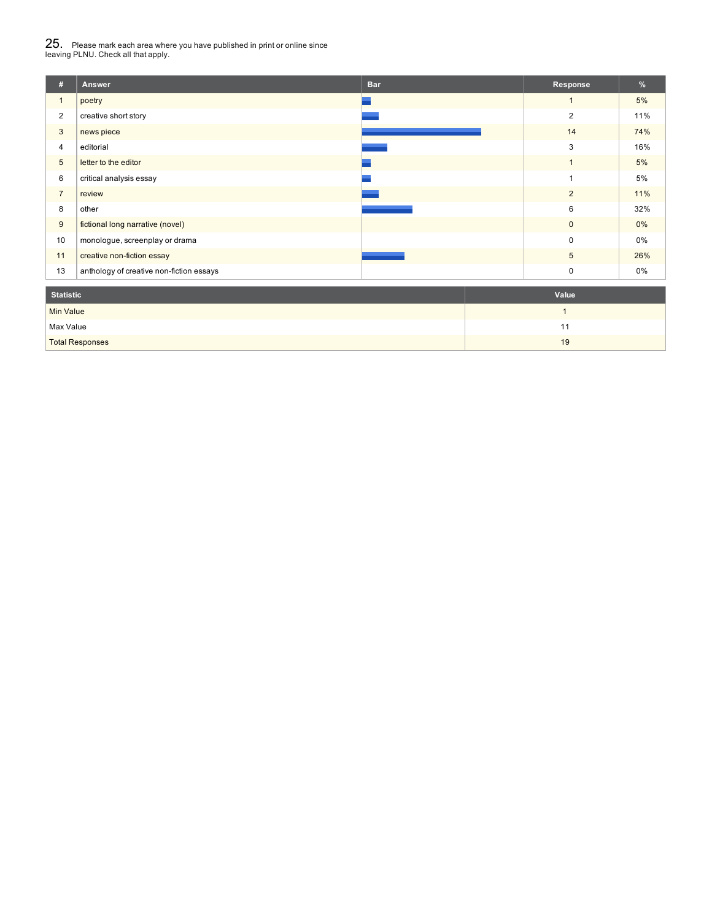## 25. Please mark each area where you have published in print or online since leaving PLNU. Check all that apply.

| # | Answer | Bar | Response | % |
|---|---|---|---|---|
| 1 | poetry | | 1 | 5% |
| 2 | creative short story | | 2 | 11% |
| 3 | news piece | | 14 | 74% |
| 4 | editorial | | 3 | 16% |
| 5 | letter to the editor | | 1 | 5% |
| 6 | critical analysis essay | | 1 | 5% |
| 7 | review | | 2 | 11% |
| 8 | other | | 6 | 32% |
| 9 | fictional long narrative (novel) | | 0 | 0% |
| 10 | monologue, screenplay or drama | | 0 | 0% |
| 11 | creative non-fiction essay | | 5 | 26% |
| 13 | anthology of creative non-fiction essays | | 0 | 0% |

| Statistic | Value |
|---|---|
| Min Value | 1 |
| Max Value | 11 |
| Total Responses | 19 |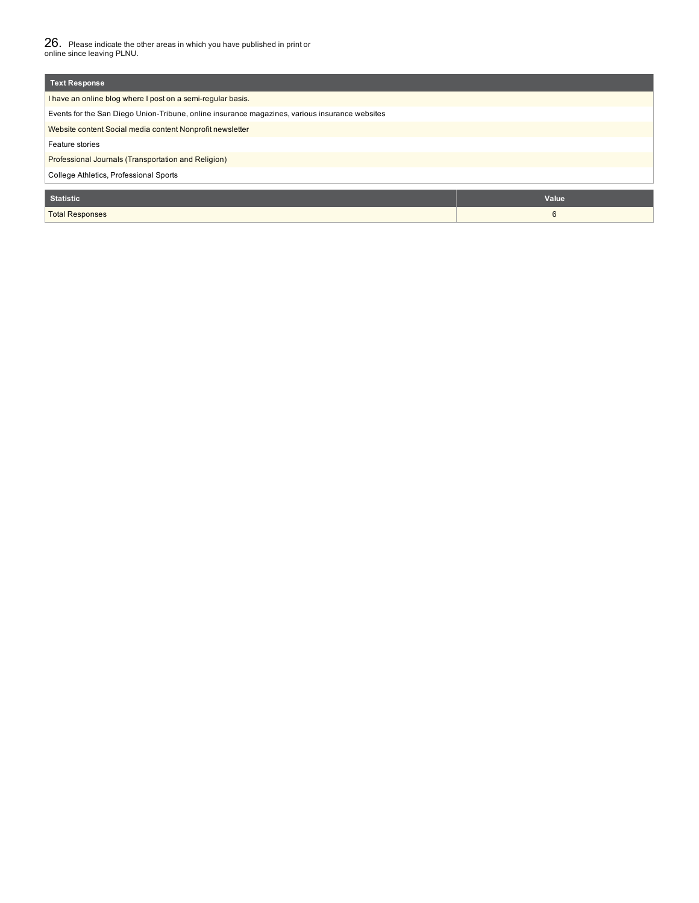26. Please indicate the other areas in which you have published in print or online since leaving PLNU.

| Text Response |
| --- |
| I have an online blog where I post on a semi-regular basis. |
| Events for the San Diego Union-Tribune, online insurance magazines, various insurance websites |
| Website content Social media content Nonprofit newsletter |
| Feature stories |
| Professional Journals (Transportation and Religion) |
| College Athletics, Professional Sports |

| Statistic | Value |
| --- | --- |
| Total Responses | 6 |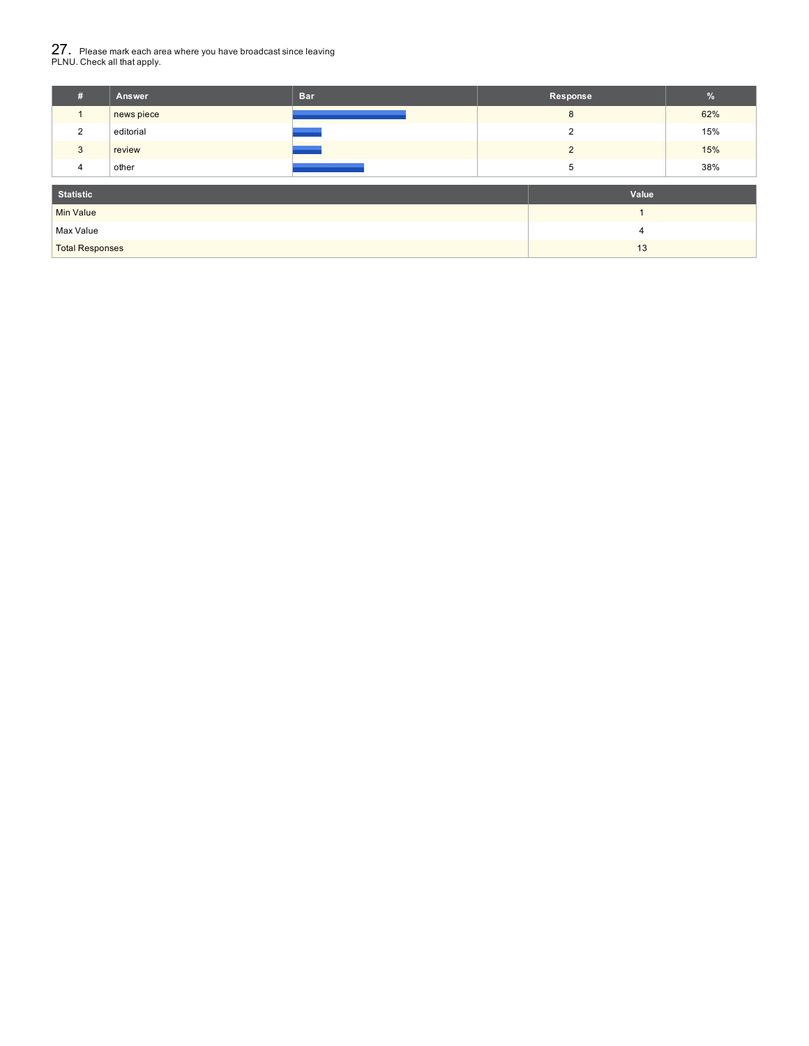## 27. Please mark each area where you have broadcast since leaving PLNU. Check all that apply.

| # | Answer | Bar | Response | % |
|---|---|---|---|---|
| 1 | news piece | | 8 | 62% |
| 2 | editorial | | 2 | 15% |
| 3 | review | | 2 | 15% |
| 4 | other | | 5 | 38% |

| Statistic | Value |
|---|---|
| Min Value | 1 |
| Max Value | 4 |
| Total Responses | 13 |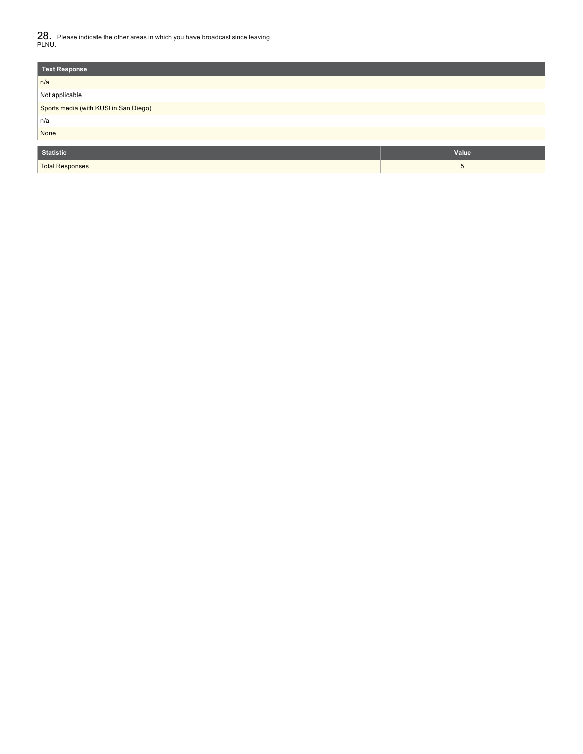## 28. Please indicate the other areas in which you have broadcast since leaving PLNU.

| Text Response |
| --- |
| n/a |
| Not applicable |
| Sports media (with KUSI in San Diego) |
| n/a |
| None |

| Statistic | Value |
| --- | --- |
| Total Responses | 5 |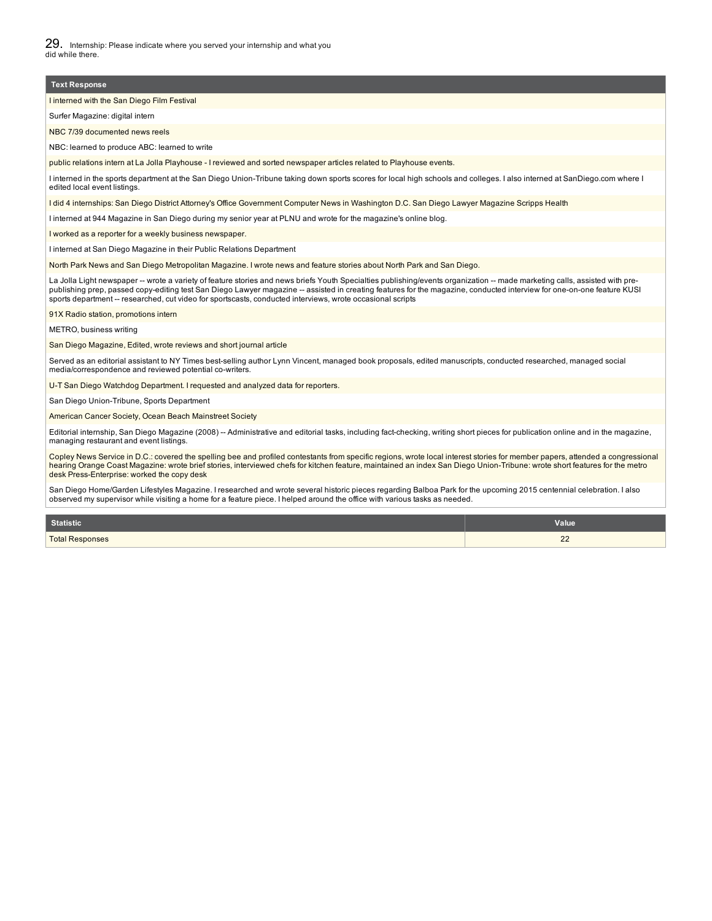## 29. Internship: Please indicate where you served your internship and what you did while there.

| Text Response |
| --- |
| I interned with the San Diego Film Festival |
| Surfer Magazine: digital intern |
| NBC 7/39 documented news reels |
| NBC: learned to produce ABC: learned to write |
| public relations intern at La Jolla Playhouse - I reviewed and sorted newspaper articles related to Playhouse events. |
| I interned in the sports department at the San Diego Union-Tribune taking down sports scores for local high schools and colleges. I also interned at SanDiego.com where I edited local event listings. |
| I did 4 internships: San Diego District Attorney's Office Government Computer News in Washington D.C. San Diego Lawyer Magazine Scripps Health |
| I interned at 944 Magazine in San Diego during my senior year at PLNU and wrote for the magazine's online blog. |
| I worked as a reporter for a weekly business newspaper. |
| I interned at San Diego Magazine in their Public Relations Department |
| North Park News and San Diego Metropolitan Magazine. I wrote news and feature stories about North Park and San Diego. |
| La Jolla Light newspaper -- wrote a variety of feature stories and news briefs Youth Specialties publishing/events organization -- made marketing calls, assisted with pre-publishing prep, passed copy-editing test San Diego Lawyer magazine -- assisted in creating features for the magazine, conducted interview for one-on-one feature KUSI sports department -- researched, cut video for sportscasts, conducted interviews, wrote occasional scripts |
| 91X Radio station, promotions intern |
| METRO, business writing |
| San Diego Magazine, Edited, wrote reviews and short journal article |
| Served as an editorial assistant to NY Times best-selling author Lynn Vincent, managed book proposals, edited manuscripts, conducted researched, managed social media/correspondence and reviewed potential co-writers. |
| U-T San Diego Watchdog Department. I requested and analyzed data for reporters. |
| San Diego Union-Tribune, Sports Department |
| American Cancer Society, Ocean Beach Mainstreet Society |
| Editorial internship, San Diego Magazine (2008) -- Administrative and editorial tasks, including fact-checking, writing short pieces for publication online and in the magazine, managing restaurant and event listings. |
| Copley News Service in D.C.: covered the spelling bee and profiled contestants from specific regions, wrote local interest stories for member papers, attended a congressional hearing Orange Coast Magazine: wrote brief stories, interviewed chefs for kitchen feature, maintained an index San Diego Union-Tribune: wrote short features for the metro desk Press-Enterprise: worked the copy desk |
| San Diego Home/Garden Lifestyles Magazine. I researched and wrote several historic pieces regarding Balboa Park for the upcoming 2015 centennial celebration. I also observed my supervisor while visiting a home for a feature piece. I helped around the office with various tasks as needed. |

| Statistic | Value |
| --- | --- |
| Total Responses | 22 |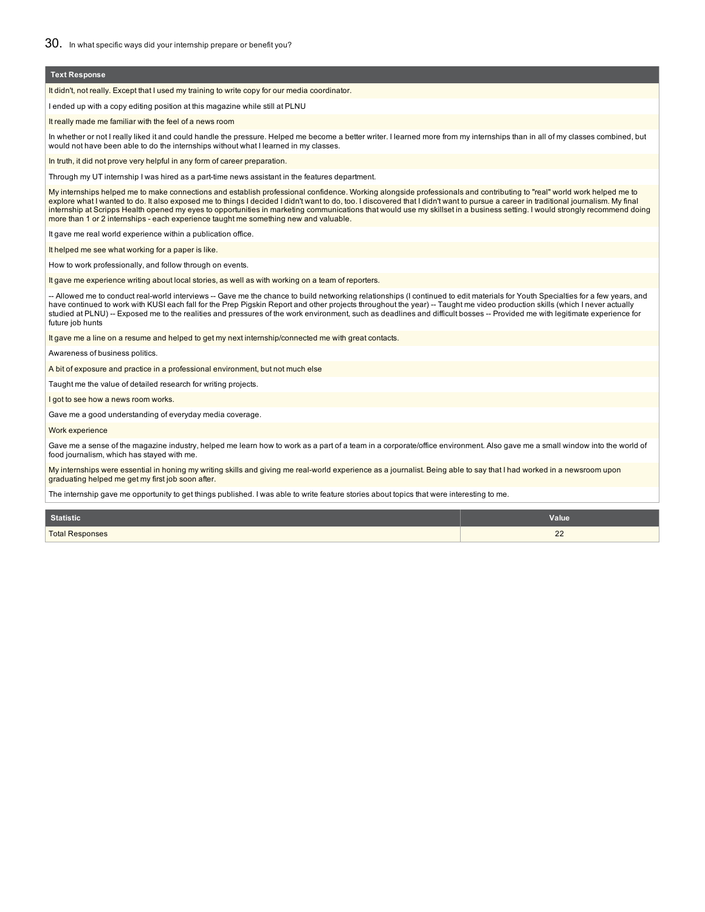## 30. In what specific ways did your internship prepare or benefit you?

| Text Response |
|---|
| It didn't, not really. Except that I used my training to write copy for our media coordinator. |
| I ended up with a copy editing position at this magazine while still at PLNU |
| It really made me familiar with the feel of a news room |
| In whether or not I really liked it and could handle the pressure. Helped me become a better writer. I learned more from my internships than in all of my classes combined, but would not have been able to do the internships without what I learned in my classes. |
| In truth, it did not prove very helpful in any form of career preparation. |
| Through my UT internship I was hired as a part-time news assistant in the features department. |
| My internships helped me to make connections and establish professional confidence. Working alongside professionals and contributing to "real" world work helped me to explore what I wanted to do. It also exposed me to things I decided I didn't want to do, too. I discovered that I didn't want to pursue a career in traditional journalism. My final internship at Scripps Health opened my eyes to opportunities in marketing communications that would use my skillset in a business setting. I would strongly recommend doing more than 1 or 2 internships - each experience taught me something new and valuable. |
| It gave me real world experience within a publication office. |
| It helped me see what working for a paper is like. |
| How to work professionally, and follow through on events. |
| It gave me experience writing about local stories, as well as with working on a team of reporters. |
| -- Allowed me to conduct real-world interviews -- Gave me the chance to build networking relationships (I continued to edit materials for Youth Specialties for a few years, and have continued to work with KUSI each fall for the Prep Pigskin Report and other projects throughout the year) -- Taught me video production skills (which I never actually studied at PLNU) -- Exposed me to the realities and pressures of the work environment, such as deadlines and difficult bosses -- Provided me with legitimate experience for future job hunts |
| It gave me a line on a resume and helped to get my next internship/connected me with great contacts. |
| Awareness of business politics. |
| A bit of exposure and practice in a professional environment, but not much else |
| Taught me the value of detailed research for writing projects. |
| I got to see how a news room works. |
| Gave me a good understanding of everyday media coverage. |
| Work experience |
| Gave me a sense of the magazine industry, helped me learn how to work as a part of a team in a corporate/office environment. Also gave me a small window into the world of food journalism, which has stayed with me. |
| My internships were essential in honing my writing skills and giving me real-world experience as a journalist. Being able to say that I had worked in a newsroom upon graduating helped me get my first job soon after. |
| The internship gave me opportunity to get things published. I was able to write feature stories about topics that were interesting to me. |

| Statistic | Value |
|---|---|
| Total Responses | 22 |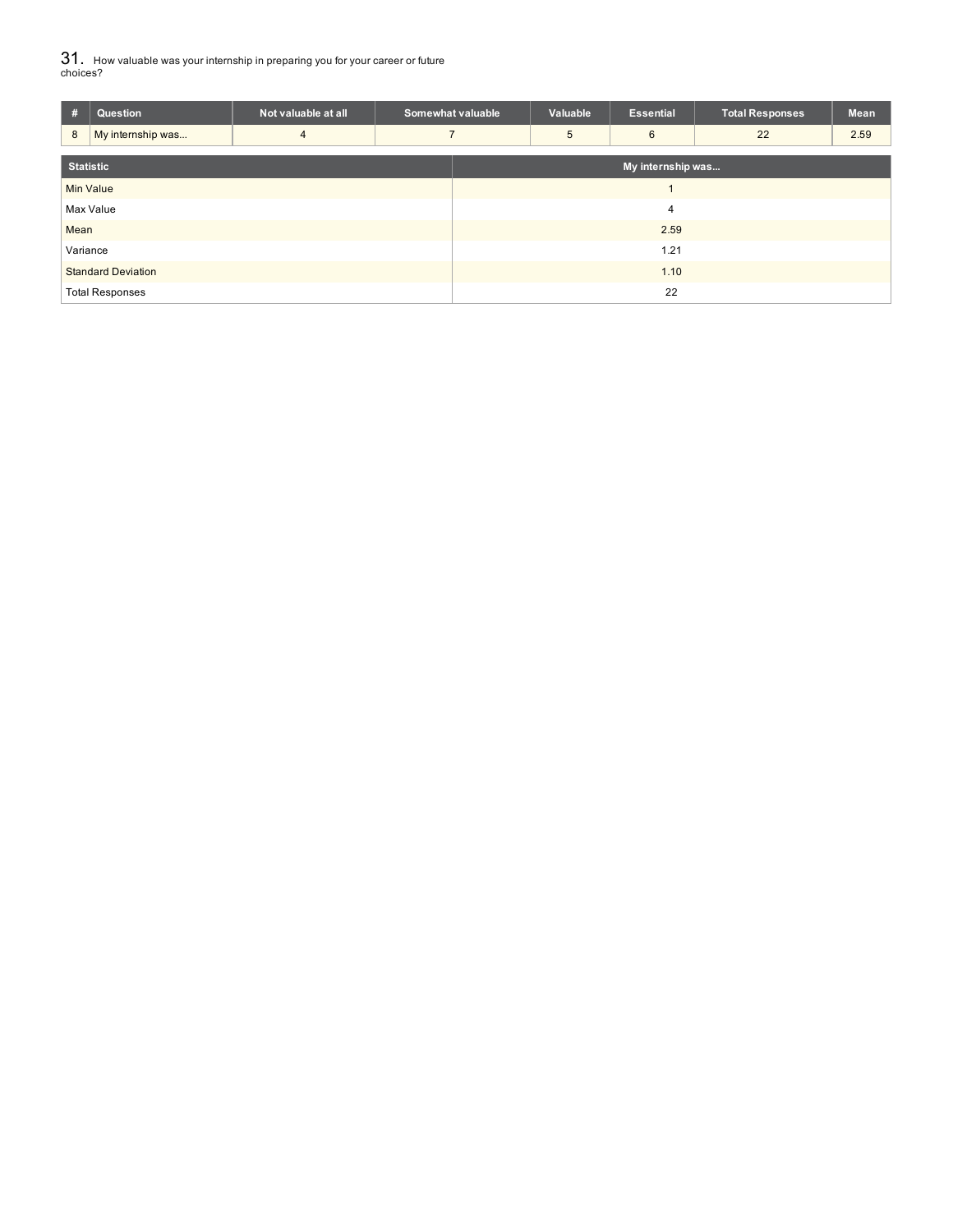## 31. How valuable was your internship in preparing you for your career or future choices?

| # | Question | Not valuable at all | Somewhat valuable | Valuable | Essential | Total Responses | Mean |
|---|---|---|---|---|---|---|---|
| 8 | My internship was... | 4 | 7 | 5 | 6 | 22 | 2.59 |

| Statistic | My internship was... |
|---|---|
| Min Value | 1 |
| Max Value | 4 |
| Mean | 2.59 |
| Variance | 1.21 |
| Standard Deviation | 1.10 |
| Total Responses | 22 |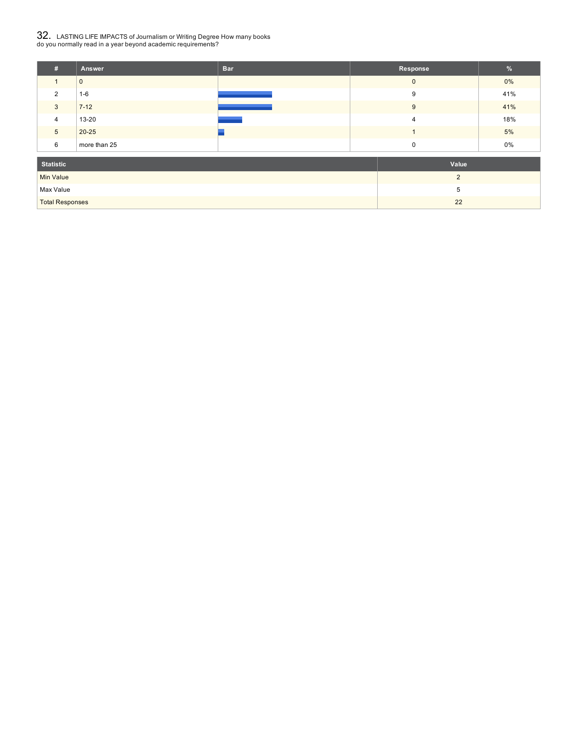## 32. LASTING LIFE IMPACTS of Journalism or Writing Degree How many books do you normally read in a year beyond academic requirements?

| # | Answer | Bar | Response | % |
|---|---|---|---|---|
| 1 | 0 | | 0 | 0% |
| 2 | 1-6 | | 9 | 41% |
| 3 | 7-12 | | 9 | 41% |
| 4 | 13-20 | | 4 | 18% |
| 5 | 20-25 | | 1 | 5% |
| 6 | more than 25 | | 0 | 0% |

| Statistic | Value |
|---|---|
| Min Value | 2 |
| Max Value | 5 |
| Total Responses | 22 |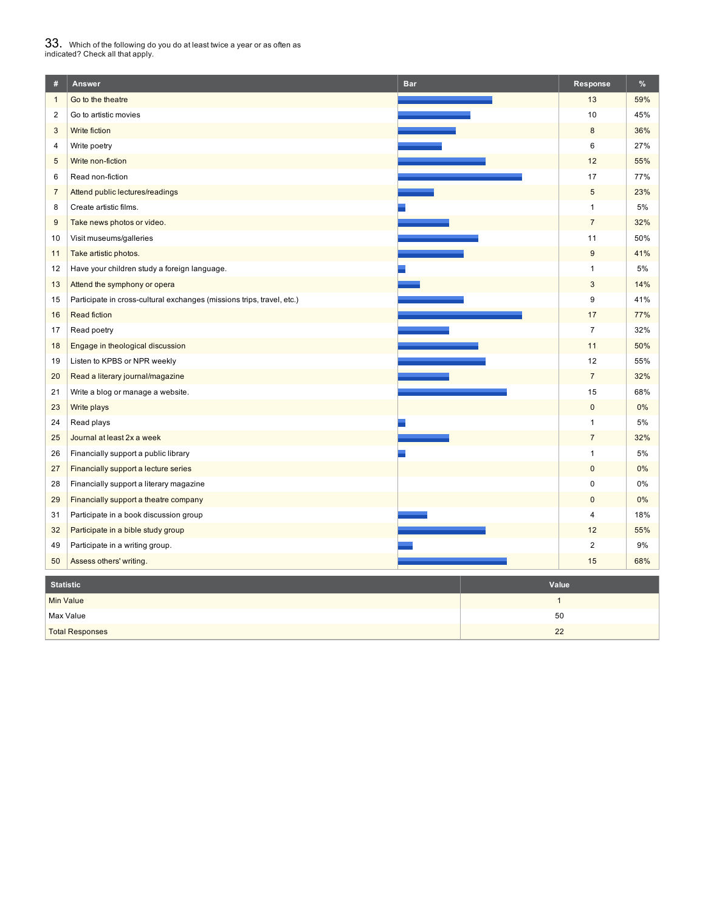## 33. Which of the following do you do at least twice a year or as often as indicated? Check all that apply.

| # | Answer | Bar | Response | % |
|---|---|---|---|---|
| 1 | Go to the theatre | | 13 | 59% |
| 2 | Go to artistic movies | | 10 | 45% |
| 3 | Write fiction | | 8 | 36% |
| 4 | Write poetry | | 6 | 27% |
| 5 | Write non-fiction | | 12 | 55% |
| 6 | Read non-fiction | | 17 | 77% |
| 7 | Attend public lectures/readings | | 5 | 23% |
| 8 | Create artistic films. | | 1 | 5% |
| 9 | Take news photos or video. | | 7 | 32% |
| 10 | Visit museums/galleries | | 11 | 50% |
| 11 | Take artistic photos. | | 9 | 41% |
| 12 | Have your children study a foreign language. | | 1 | 5% |
| 13 | Attend the symphony or opera | | 3 | 14% |
| 15 | Participate in cross-cultural exchanges (missions trips, travel, etc.) | | 9 | 41% |
| 16 | Read fiction | | 17 | 77% |
| 17 | Read poetry | | 7 | 32% |
| 18 | Engage in theological discussion | | 11 | 50% |
| 19 | Listen to KPBS or NPR weekly | | 12 | 55% |
| 20 | Read a literary journal/magazine | | 7 | 32% |
| 21 | Write a blog or manage a website. | | 15 | 68% |
| 23 | Write plays | | 0 | 0% |
| 24 | Read plays | | 1 | 5% |
| 25 | Journal at least 2x a week | | 7 | 32% |
| 26 | Financially support a public library | | 1 | 5% |
| 27 | Financially support a lecture series | | 0 | 0% |
| 28 | Financially support a literary magazine | | 0 | 0% |
| 29 | Financially support a theatre company | | 0 | 0% |
| 31 | Participate in a book discussion group | | 4 | 18% |
| 32 | Participate in a bible study group | | 12 | 55% |
| 49 | Participate in a writing group. | | 2 | 9% |
| 50 | Assess others' writing. | | 15 | 68% |

| Statistic | Value |
|---|---|
| Min Value | 1 |
| Max Value | 50 |
| Total Responses | 22 |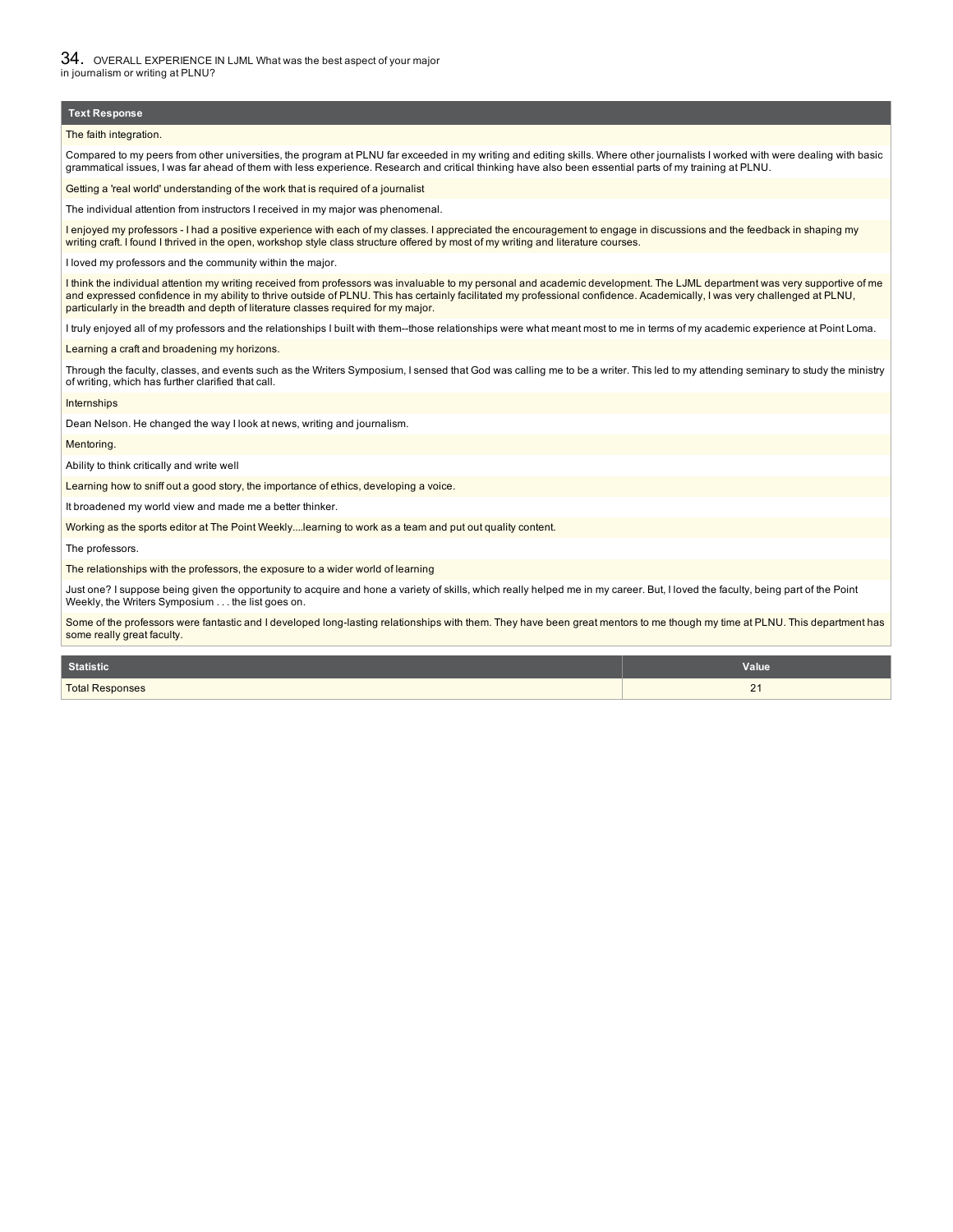## 34. OVERALL EXPERIENCE IN LJML What was the best aspect of your major in journalism or writing at PLNU?

| Text Response |
|---|
| The faith integration. |
| Compared to my peers from other universities, the program at PLNU far exceeded in my writing and editing skills. Where other journalists I worked with were dealing with basic grammatical issues, I was far ahead of them with less experience. Research and critical thinking have also been essential parts of my training at PLNU. |
| Getting a 'real world' understanding of the work that is required of a journalist |
| The individual attention from instructors I received in my major was phenomenal. |
| I enjoyed my professors - I had a positive experience with each of my classes. I appreciated the encouragement to engage in discussions and the feedback in shaping my writing craft. I found I thrived in the open, workshop style class structure offered by most of my writing and literature courses. |
| I loved my professors and the community within the major. |
| I think the individual attention my writing received from professors was invaluable to my personal and academic development. The LJML department was very supportive of me and expressed confidence in my ability to thrive outside of PLNU. This has certainly facilitated my professional confidence. Academically, I was very challenged at PLNU, particularly in the breadth and depth of literature classes required for my major. |
| I truly enjoyed all of my professors and the relationships I built with them--those relationships were what meant most to me in terms of my academic experience at Point Loma. |
| Learning a craft and broadening my horizons. |
| Through the faculty, classes, and events such as the Writers Symposium, I sensed that God was calling me to be a writer. This led to my attending seminary to study the ministry of writing, which has further clarified that call. |
| Internships |
| Dean Nelson. He changed the way I look at news, writing and journalism. |
| Mentoring. |
| Ability to think critically and write well |
| Learning how to sniff out a good story, the importance of ethics, developing a voice. |
| It broadened my world view and made me a better thinker. |
| Working as the sports editor at The Point Weekly....learning to work as a team and put out quality content. |
| The professors. |
| The relationships with the professors, the exposure to a wider world of learning |
| Just one? I suppose being given the opportunity to acquire and hone a variety of skills, which really helped me in my career. But, I loved the faculty, being part of the Point Weekly, the Writers Symposium . . . the list goes on. |
| Some of the professors were fantastic and I developed long-lasting relationships with them. They have been great mentors to me though my time at PLNU. This department has some really great faculty. |

| Statistic | Value |
|---|---|
| Total Responses | 21 |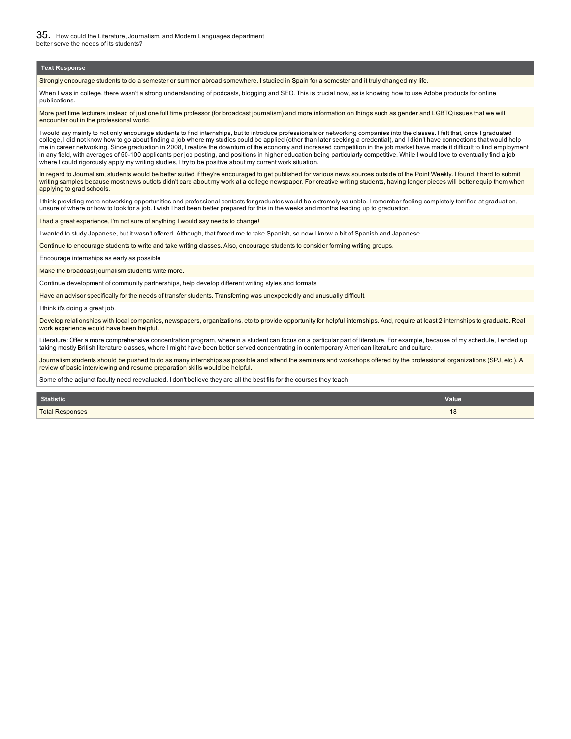## 35. How could the Literature, Journalism, and Modern Languages department better serve the needs of its students?

| Text Response |
|---|
| Strongly encourage students to do a semester or summer abroad somewhere. I studied in Spain for a semester and it truly changed my life. |
| When I was in college, there wasn't a strong understanding of podcasts, blogging and SEO. This is crucial now, as is knowing how to use Adobe products for online publications. |
| More part time lecturers instead of just one full time professor (for broadcast journalism) and more information on things such as gender and LGBTQ issues that we will encounter out in the professional world. |
| I would say mainly to not only encourage students to find internships, but to introduce professionals or networking companies into the classes. I felt that, once I graduated college, I did not know how to go about finding a job where my studies could be applied (other than later seeking a credential), and I didn't have connections that would help me in career networking. Since graduation in 2008, I realize the downturn of the economy and increased competition in the job market have made it difficult to find employment in any field, with averages of 50-100 applicants per job posting, and positions in higher education being particularly competitive. While I would love to eventually find a job where I could rigorously apply my writing studies, I try to be positive about my current work situation. |
| In regard to Journalism, students would be better suited if they're encouraged to get published for various news sources outside of the Point Weekly. I found it hard to submit writing samples because most news outlets didn't care about my work at a college newspaper. For creative writing students, having longer pieces will better equip them when applying to grad schools. |
| I think providing more networking opportunities and professional contacts for graduates would be extremely valuable. I remember feeling completely terrified at graduation, unsure of where or how to look for a job. I wish I had been better prepared for this in the weeks and months leading up to graduation. |
| I had a great experience, I'm not sure of anything I would say needs to change! |
| I wanted to study Japanese, but it wasn't offered. Although, that forced me to take Spanish, so now I know a bit of Spanish and Japanese. |
| Continue to encourage students to write and take writing classes. Also, encourage students to consider forming writing groups. |
| Encourage internships as early as possible |
| Make the broadcast journalism students write more. |
| Continue development of community partnerships, help develop different writing styles and formats |
| Have an advisor specifically for the needs of transfer students. Transferring was unexpectedly and unusually difficult. |
| I think it's doing a great job. |
| Develop relationships with local companies, newspapers, organizations, etc to provide opportunity for helpful internships. And, require at least 2 internships to graduate. Real work experience would have been helpful. |
| Literature: Offer a more comprehensive concentration program, wherein a student can focus on a particular part of literature. For example, because of my schedule, I ended up taking mostly British literature classes, where I might have been better served concentrating in contemporary American literature and culture. |
| Journalism students should be pushed to do as many internships as possible and attend the seminars and workshops offered by the professional organizations (SPJ, etc.). A review of basic interviewing and resume preparation skills would be helpful. |
| Some of the adjunct faculty need reevaluated. I don't believe they are all the best fits for the courses they teach. |

| Statistic | Value |
|---|---|
| Total Responses | 18 |